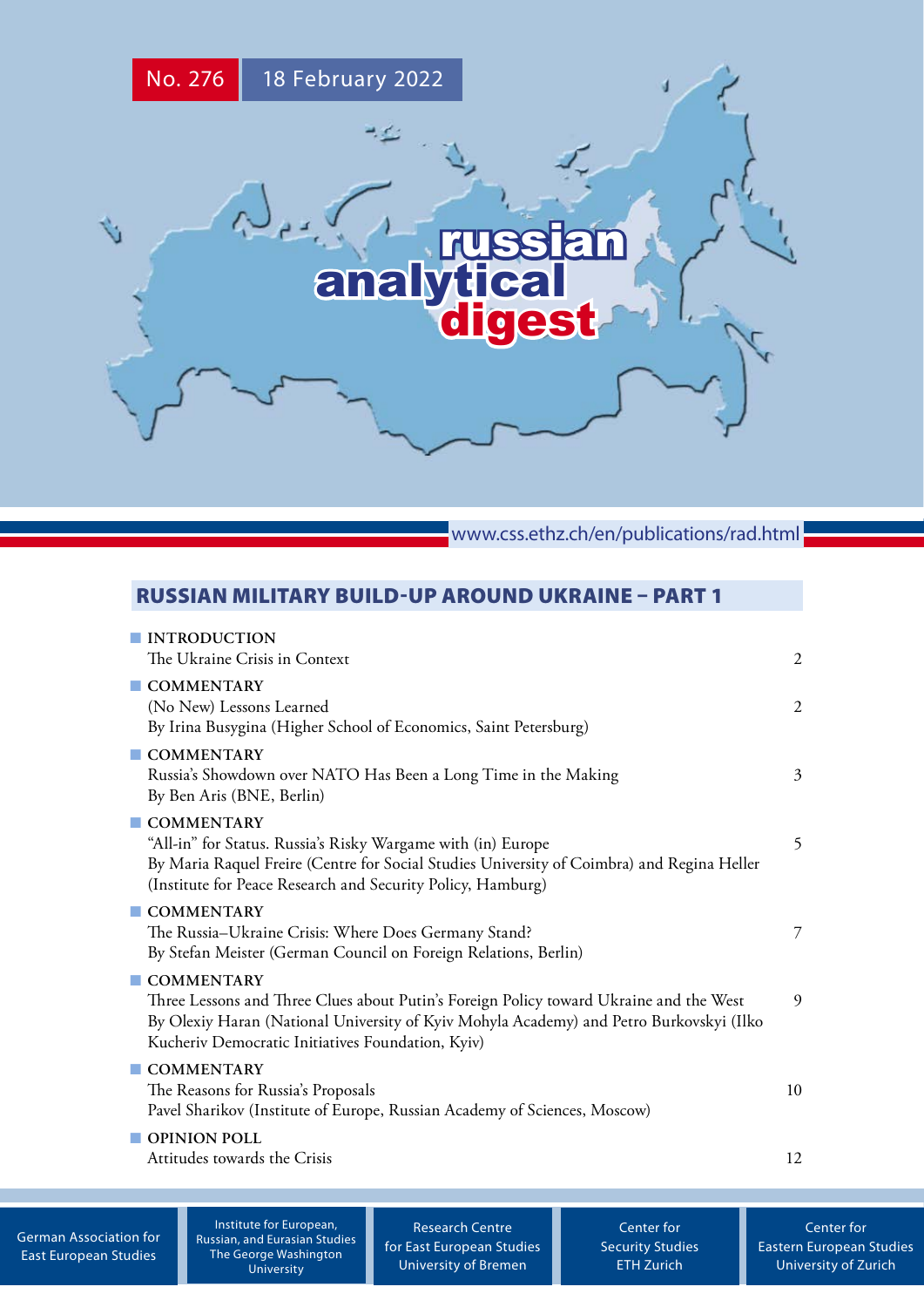No. 276 18 February 2022

# russian analytical digest

www.css.ethz.ch/en/publications/rad.html

## RUSSIAN MILITARY BUILD-UP AROUND UKRAINE – PART 1

**INTRODUCTION**
The Ukraine Crisis in Context — 2

**COMMENTARY**
(No New) Lessons Learned — 2
By Irina Busygina (Higher School of Economics, Saint Petersburg)

**COMMENTARY**
Russia's Showdown over NATO Has Been a Long Time in the Making — 3
By Ben Aris (BNE, Berlin)

**COMMENTARY**
"All-in" for Status. Russia's Risky Wargame with (in) Europe — 5
By Maria Raquel Freire (Centre for Social Studies University of Coimbra) and Regina Heller (Institute for Peace Research and Security Policy, Hamburg)

**COMMENTARY**
The Russia–Ukraine Crisis: Where Does Germany Stand? — 7
By Stefan Meister (German Council on Foreign Relations, Berlin)

**COMMENTARY**
Three Lessons and Three Clues about Putin's Foreign Policy toward Ukraine and the West — 9
By Olexiy Haran (National University of Kyiv Mohyla Academy) and Petro Burkovskyi (Ilko Kucheriv Democratic Initiatives Foundation, Kyiv)

**COMMENTARY**
The Reasons for Russia's Proposals — 10
Pavel Sharikov (Institute of Europe, Russian Academy of Sciences, Moscow)

**OPINION POLL**
Attitudes towards the Crisis — 12

German Association for East European Studies | Institute for European, Russian, and Eurasian Studies The George Washington University | Research Centre for East European Studies University of Bremen | Center for Security Studies ETH Zurich | Center for Eastern European Studies University of Zurich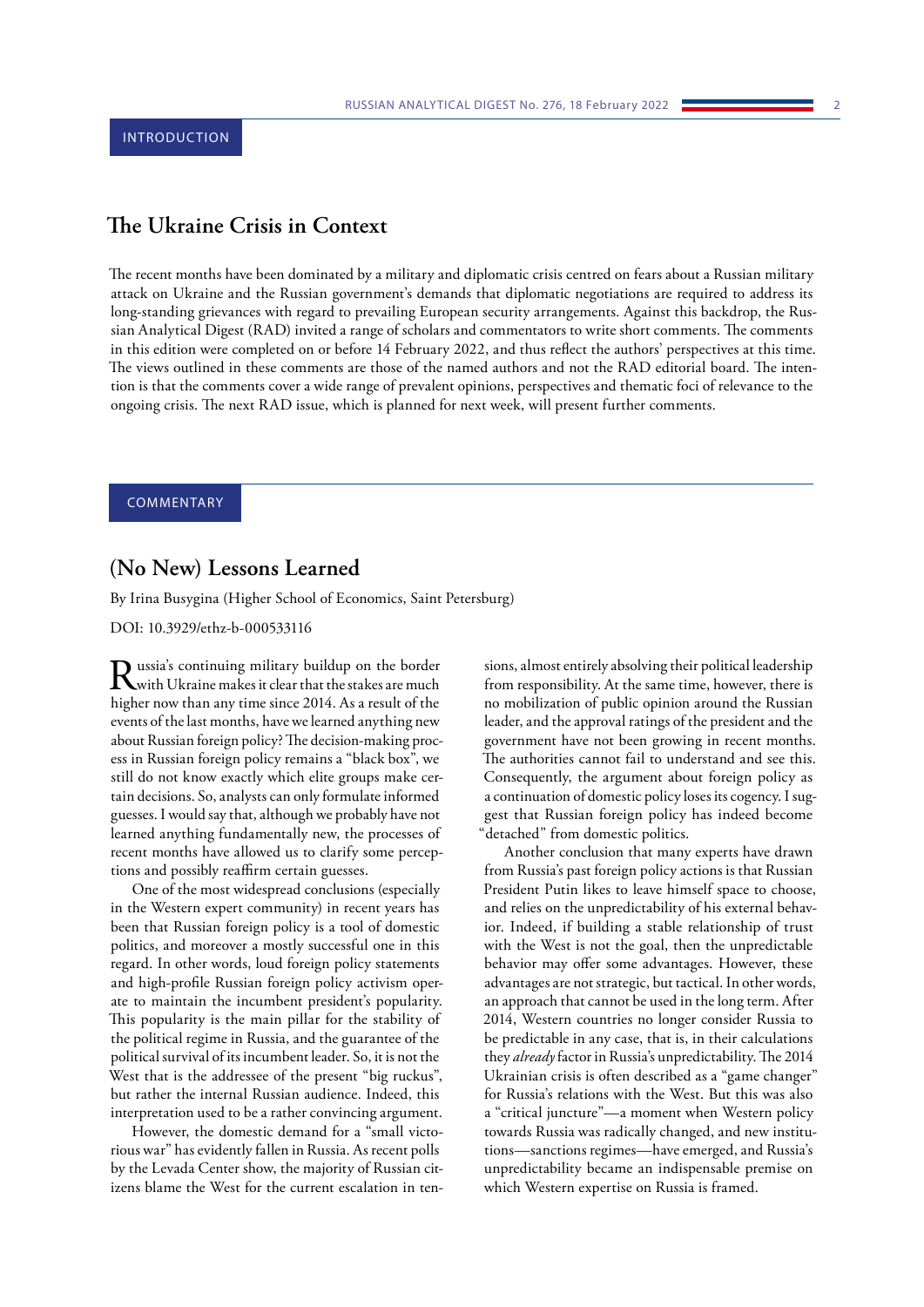INTRODUCTION

## The Ukraine Crisis in Context

The recent months have been dominated by a military and diplomatic crisis centred on fears about a Russian military attack on Ukraine and the Russian government's demands that diplomatic negotiations are required to address its long-standing grievances with regard to prevailing European security arrangements. Against this backdrop, the Russian Analytical Digest (RAD) invited a range of scholars and commentators to write short comments. The comments in this edition were completed on or before 14 February 2022, and thus reflect the authors' perspectives at this time. The views outlined in these comments are those of the named authors and not the RAD editorial board. The intention is that the comments cover a wide range of prevalent opinions, perspectives and thematic foci of relevance to the ongoing crisis. The next RAD issue, which is planned for next week, will present further comments.

COMMENTARY

## (No New) Lessons Learned

By Irina Busygina (Higher School of Economics, Saint Petersburg)

DOI: 10.3929/ethz-b-000533116

Russia's continuing military buildup on the border with Ukraine makes it clear that the stakes are much higher now than any time since 2014. As a result of the events of the last months, have we learned anything new about Russian foreign policy? The decision-making process in Russian foreign policy remains a "black box", we still do not know exactly which elite groups make certain decisions. So, analysts can only formulate informed guesses. I would say that, although we probably have not learned anything fundamentally new, the processes of recent months have allowed us to clarify some perceptions and possibly reaffirm certain guesses.

One of the most widespread conclusions (especially in the Western expert community) in recent years has been that Russian foreign policy is a tool of domestic politics, and moreover a mostly successful one in this regard. In other words, loud foreign policy statements and high-profile Russian foreign policy activism operate to maintain the incumbent president's popularity. This popularity is the main pillar for the stability of the political regime in Russia, and the guarantee of the political survival of its incumbent leader. So, it is not the West that is the addressee of the present "big ruckus", but rather the internal Russian audience. Indeed, this interpretation used to be a rather convincing argument.

However, the domestic demand for a "small victorious war" has evidently fallen in Russia. As recent polls by the Levada Center show, the majority of Russian citizens blame the West for the current escalation in tensions, almost entirely absolving their political leadership from responsibility. At the same time, however, there is no mobilization of public opinion around the Russian leader, and the approval ratings of the president and the government have not been growing in recent months. The authorities cannot fail to understand and see this. Consequently, the argument about foreign policy as a continuation of domestic policy loses its cogency. I suggest that Russian foreign policy has indeed become "detached" from domestic politics.

Another conclusion that many experts have drawn from Russia's past foreign policy actions is that Russian President Putin likes to leave himself space to choose, and relies on the unpredictability of his external behavior. Indeed, if building a stable relationship of trust with the West is not the goal, then the unpredictable behavior may offer some advantages. However, these advantages are not strategic, but tactical. In other words, an approach that cannot be used in the long term. After 2014, Western countries no longer consider Russia to be predictable in any case, that is, in their calculations they *already* factor in Russia's unpredictability. The 2014 Ukrainian crisis is often described as a "game changer" for Russia's relations with the West. But this was also a "critical juncture"—a moment when Western policy towards Russia was radically changed, and new institutions—sanctions regimes—have emerged, and Russia's unpredictability became an indispensable premise on which Western expertise on Russia is framed.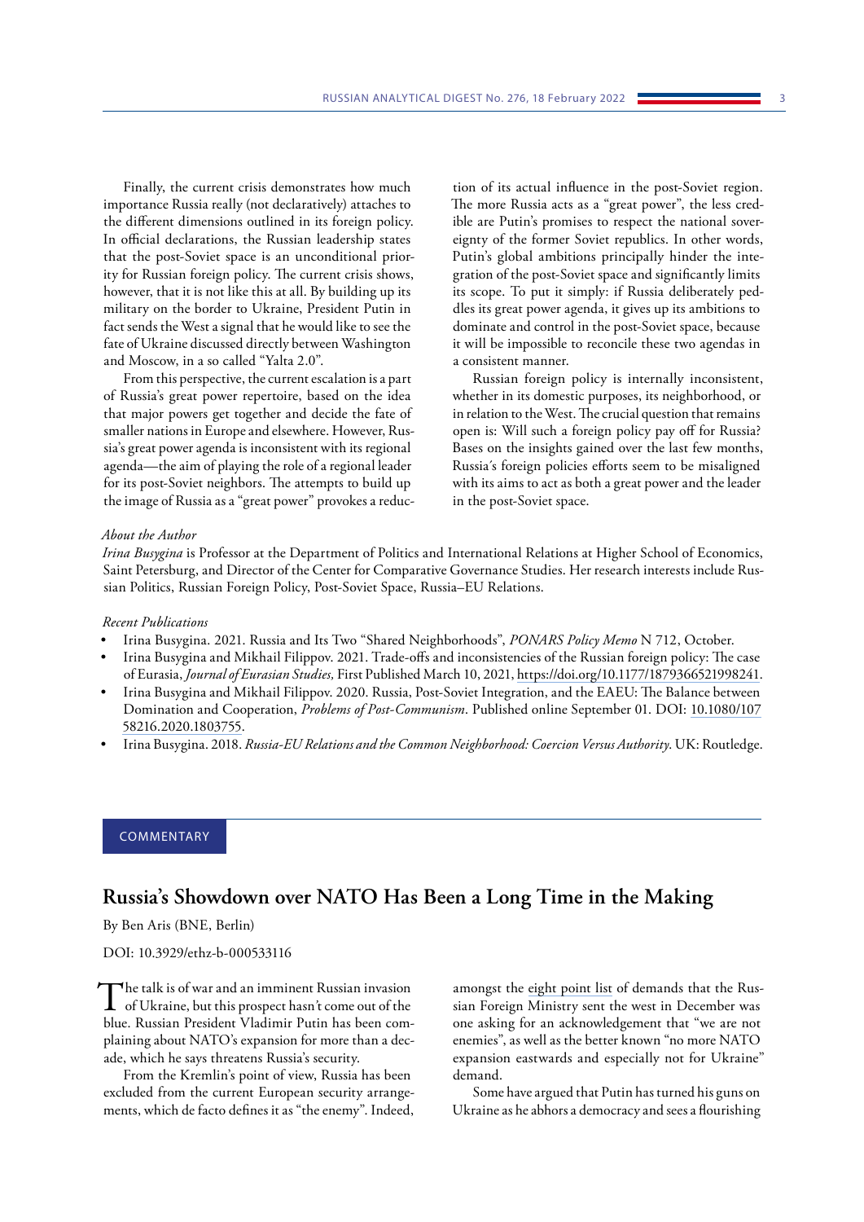Finally, the current crisis demonstrates how much importance Russia really (not declaratively) attaches to the different dimensions outlined in its foreign policy. In official declarations, the Russian leadership states that the post-Soviet space is an unconditional priority for Russian foreign policy. The current crisis shows, however, that it is not like this at all. By building up its military on the border to Ukraine, President Putin in fact sends the West a signal that he would like to see the fate of Ukraine discussed directly between Washington and Moscow, in a so called "Yalta 2.0".

From this perspective, the current escalation is a part of Russia's great power repertoire, based on the idea that major powers get together and decide the fate of smaller nations in Europe and elsewhere. However, Russia's great power agenda is inconsistent with its regional agenda—the aim of playing the role of a regional leader for its post-Soviet neighbors. The attempts to build up the image of Russia as a "great power" provokes a reduction of its actual influence in the post-Soviet region. The more Russia acts as a "great power", the less credible are Putin's promises to respect the national sovereignty of the former Soviet republics. In other words, Putin's global ambitions principally hinder the integration of the post-Soviet space and significantly limits its scope. To put it simply: if Russia deliberately peddles its great power agenda, it gives up its ambitions to dominate and control in the post-Soviet space, because it will be impossible to reconcile these two agendas in a consistent manner.

Russian foreign policy is internally inconsistent, whether in its domestic purposes, its neighborhood, or in relation to the West. The crucial question that remains open is: Will such a foreign policy pay off for Russia? Bases on the insights gained over the last few months, Russia's foreign policies efforts seem to be misaligned with its aims to act as both a great power and the leader in the post-Soviet space.

*About the Author*

*Irina Busygina* is Professor at the Department of Politics and International Relations at Higher School of Economics, Saint Petersburg, and Director of the Center for Comparative Governance Studies. Her research interests include Russian Politics, Russian Foreign Policy, Post-Soviet Space, Russia–EU Relations.

*Recent Publications*

- Irina Busygina. 2021. Russia and Its Two "Shared Neighborhoods", *PONARS Policy Memo* N 712, October.
- Irina Busygina and Mikhail Filippov. 2021. Trade-offs and inconsistencies of the Russian foreign policy: The case of Eurasia, *Journal of Eurasian Studies,* First Published March 10, 2021, https://doi.org/10.1177/1879366521998241.
- Irina Busygina and Mikhail Filippov. 2020. Russia, Post-Soviet Integration, and the EAEU: The Balance between Domination and Cooperation, *Problems of Post-Communism*. Published online September 01. DOI: 10.1080/10758216.2020.1803755.
- Irina Busygina. 2018. *Russia-EU Relations and the Common Neighborhood: Coercion Versus Authority*. UK: Routledge.

COMMENTARY

## Russia's Showdown over NATO Has Been a Long Time in the Making

By Ben Aris (BNE, Berlin)

DOI: 10.3929/ethz-b-000533116

The talk is of war and an imminent Russian invasion of Ukraine, but this prospect hasn't come out of the blue. Russian President Vladimir Putin has been complaining about NATO's expansion for more than a decade, which he says threatens Russia's security.

From the Kremlin's point of view, Russia has been excluded from the current European security arrangements, which de facto defines it as "the enemy". Indeed, amongst the eight point list of demands that the Russian Foreign Ministry sent the west in December was one asking for an acknowledgement that "we are not enemies", as well as the better known "no more NATO expansion eastwards and especially not for Ukraine" demand.

Some have argued that Putin has turned his guns on Ukraine as he abhors a democracy and sees a flourishing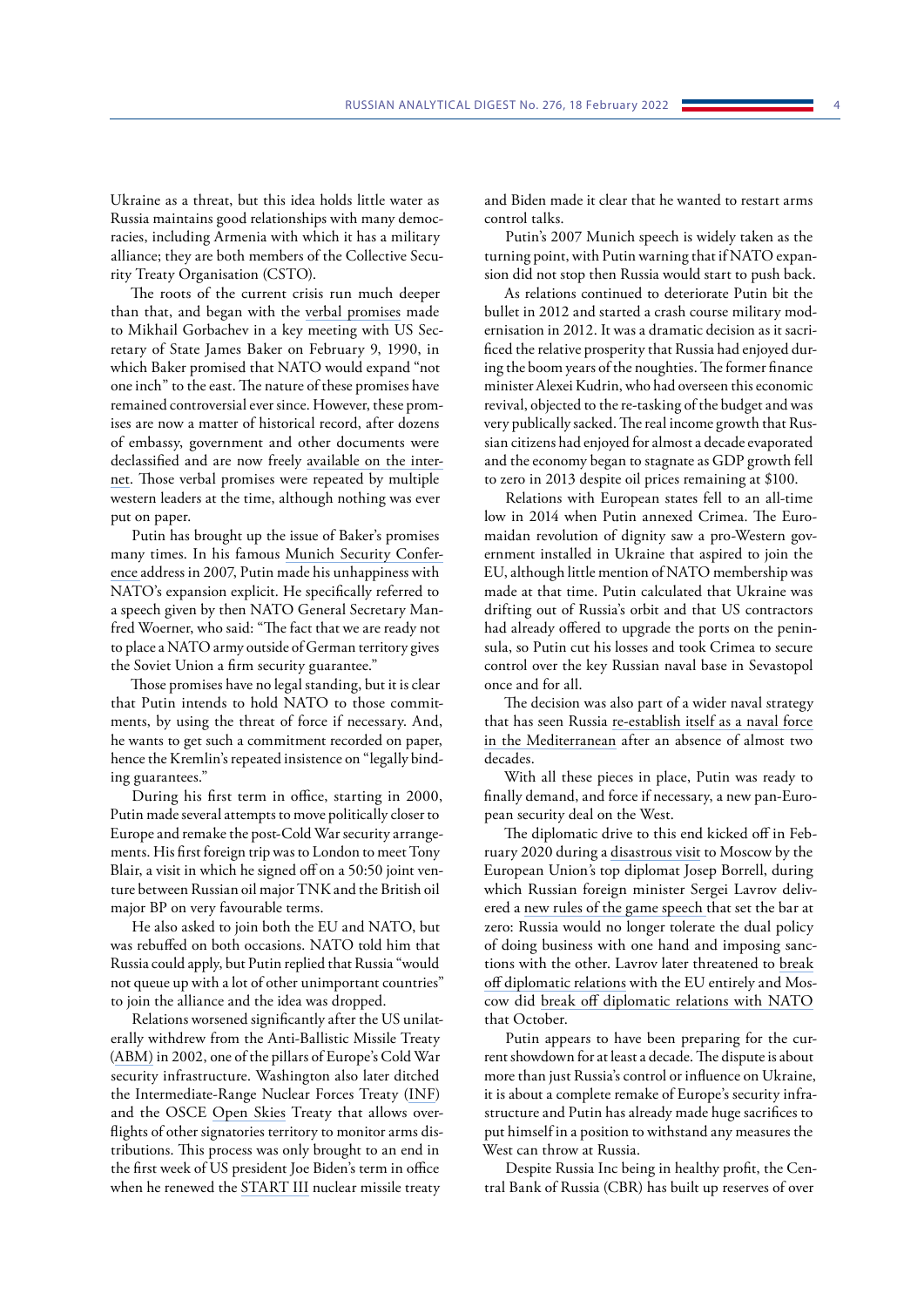Ukraine as a threat, but this idea holds little water as Russia maintains good relationships with many democracies, including Armenia with which it has a military alliance; they are both members of the Collective Security Treaty Organisation (CSTO).

The roots of the current crisis run much deeper than that, and began with the verbal promises made to Mikhail Gorbachev in a key meeting with US Secretary of State James Baker on February 9, 1990, in which Baker promised that NATO would expand "not one inch" to the east. The nature of these promises have remained controversial ever since. However, these promises are now a matter of historical record, after dozens of embassy, government and other documents were declassified and are now freely available on the internet. Those verbal promises were repeated by multiple western leaders at the time, although nothing was ever put on paper.

Putin has brought up the issue of Baker's promises many times. In his famous Munich Security Conference address in 2007, Putin made his unhappiness with NATO's expansion explicit. He specifically referred to a speech given by then NATO General Secretary Manfred Woerner, who said: "The fact that we are ready not to place a NATO army outside of German territory gives the Soviet Union a firm security guarantee."

Those promises have no legal standing, but it is clear that Putin intends to hold NATO to those commitments, by using the threat of force if necessary. And, he wants to get such a commitment recorded on paper, hence the Kremlin's repeated insistence on "legally binding guarantees."

During his first term in office, starting in 2000, Putin made several attempts to move politically closer to Europe and remake the post-Cold War security arrangements. His first foreign trip was to London to meet Tony Blair, a visit in which he signed off on a 50:50 joint venture between Russian oil major TNK and the British oil major BP on very favourable terms.

He also asked to join both the EU and NATO, but was rebuffed on both occasions. NATO told him that Russia could apply, but Putin replied that Russia "would not queue up with a lot of other unimportant countries" to join the alliance and the idea was dropped.

Relations worsened significantly after the US unilaterally withdrew from the Anti-Ballistic Missile Treaty (ABM) in 2002, one of the pillars of Europe's Cold War security infrastructure. Washington also later ditched the Intermediate-Range Nuclear Forces Treaty (INF) and the OSCE Open Skies Treaty that allows overflights of other signatories territory to monitor arms distributions. This process was only brought to an end in the first week of US president Joe Biden's term in office when he renewed the START III nuclear missile treaty and Biden made it clear that he wanted to restart arms control talks.

Putin's 2007 Munich speech is widely taken as the turning point, with Putin warning that if NATO expansion did not stop then Russia would start to push back.

As relations continued to deteriorate Putin bit the bullet in 2012 and started a crash course military modernisation in 2012. It was a dramatic decision as it sacrificed the relative prosperity that Russia had enjoyed during the boom years of the noughties. The former finance minister Alexei Kudrin, who had overseen this economic revival, objected to the re-tasking of the budget and was very publically sacked. The real income growth that Russian citizens had enjoyed for almost a decade evaporated and the economy began to stagnate as GDP growth fell to zero in 2013 despite oil prices remaining at $100.

Relations with European states fell to an all-time low in 2014 when Putin annexed Crimea. The Euromaidan revolution of dignity saw a pro-Western government installed in Ukraine that aspired to join the EU, although little mention of NATO membership was made at that time. Putin calculated that Ukraine was drifting out of Russia's orbit and that US contractors had already offered to upgrade the ports on the peninsula, so Putin cut his losses and took Crimea to secure control over the key Russian naval base in Sevastopol once and for all.

The decision was also part of a wider naval strategy that has seen Russia re-establish itself as a naval force in the Mediterranean after an absence of almost two decades.

With all these pieces in place, Putin was ready to finally demand, and force if necessary, a new pan-European security deal on the West.

The diplomatic drive to this end kicked off in February 2020 during a disastrous visit to Moscow by the European Union's top diplomat Josep Borrell, during which Russian foreign minister Sergei Lavrov delivered a new rules of the game speech that set the bar at zero: Russia would no longer tolerate the dual policy of doing business with one hand and imposing sanctions with the other. Lavrov later threatened to break off diplomatic relations with the EU entirely and Moscow did break off diplomatic relations with NATO that October.

Putin appears to have been preparing for the current showdown for at least a decade. The dispute is about more than just Russia's control or influence on Ukraine, it is about a complete remake of Europe's security infrastructure and Putin has already made huge sacrifices to put himself in a position to withstand any measures the West can throw at Russia.

Despite Russia Inc being in healthy profit, the Central Bank of Russia (CBR) has built up reserves of over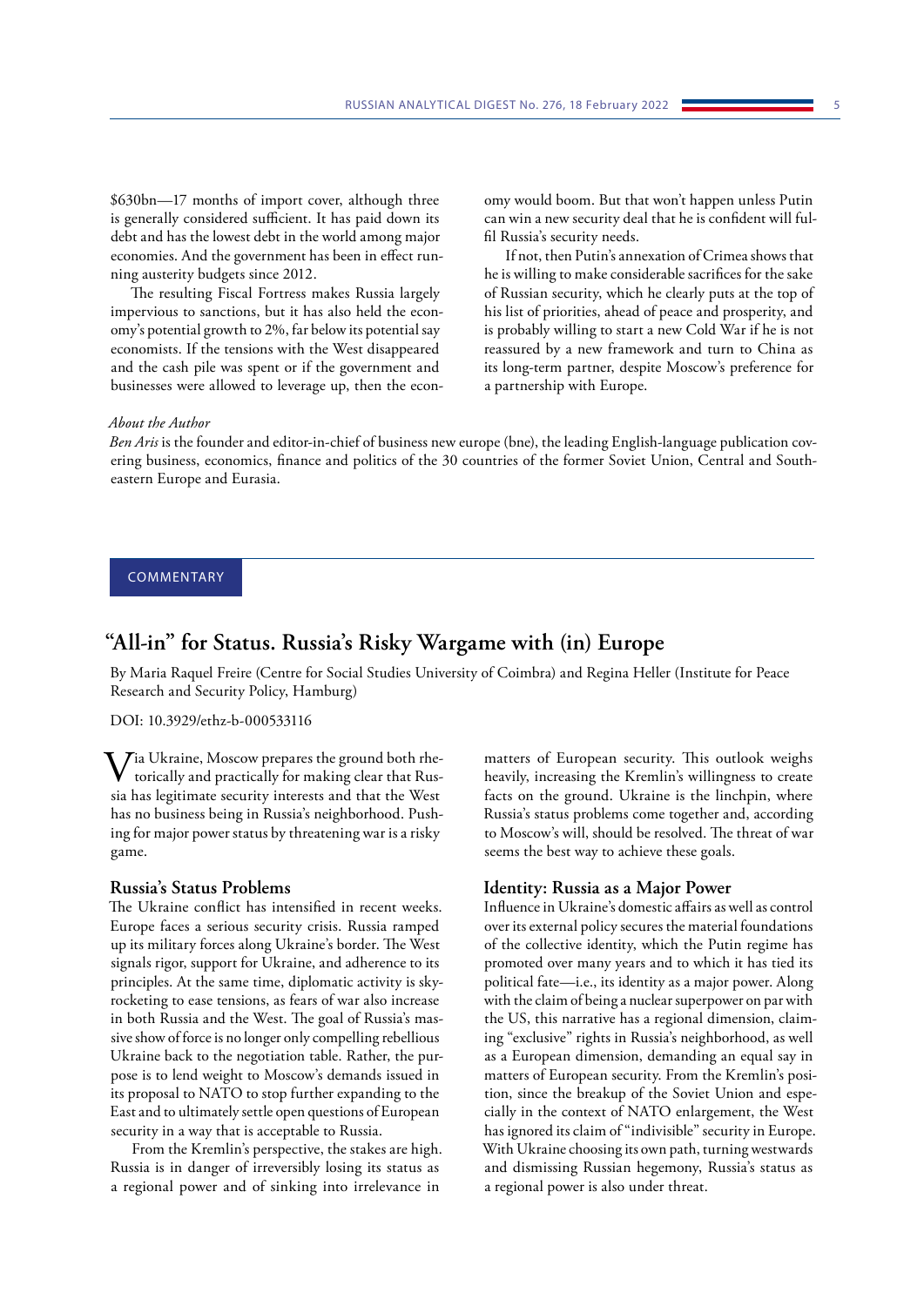$630bn—17 months of import cover, although three is generally considered sufficient. It has paid down its debt and has the lowest debt in the world among major economies. And the government has been in effect running austerity budgets since 2012.

The resulting Fiscal Fortress makes Russia largely impervious to sanctions, but it has also held the economy's potential growth to 2%, far below its potential say economists. If the tensions with the West disappeared and the cash pile was spent or if the government and businesses were allowed to leverage up, then the economy would boom. But that won't happen unless Putin can win a new security deal that he is confident will fulfil Russia's security needs.

If not, then Putin's annexation of Crimea shows that he is willing to make considerable sacrifices for the sake of Russian security, which he clearly puts at the top of his list of priorities, ahead of peace and prosperity, and is probably willing to start a new Cold War if he is not reassured by a new framework and turn to China as its long-term partner, despite Moscow's preference for a partnership with Europe.

*About the Author*

*Ben Aris* is the founder and editor-in-chief of business new europe (bne), the leading English-language publication covering business, economics, finance and politics of the 30 countries of the former Soviet Union, Central and Southeastern Europe and Eurasia.

COMMENTARY

# "All-in" for Status. Russia's Risky Wargame with (in) Europe

By Maria Raquel Freire (Centre for Social Studies University of Coimbra) and Regina Heller (Institute for Peace Research and Security Policy, Hamburg)

DOI: 10.3929/ethz-b-000533116

Via Ukraine, Moscow prepares the ground both rhetorically and practically for making clear that Russia has legitimate security interests and that the West has no business being in Russia's neighborhood. Pushing for major power status by threatening war is a risky game.

## Russia's Status Problems

The Ukraine conflict has intensified in recent weeks. Europe faces a serious security crisis. Russia ramped up its military forces along Ukraine's border. The West signals rigor, support for Ukraine, and adherence to its principles. At the same time, diplomatic activity is skyrocketing to ease tensions, as fears of war also increase in both Russia and the West. The goal of Russia's massive show of force is no longer only compelling rebellious Ukraine back to the negotiation table. Rather, the purpose is to lend weight to Moscow's demands issued in its proposal to NATO to stop further expanding to the East and to ultimately settle open questions of European security in a way that is acceptable to Russia.

From the Kremlin's perspective, the stakes are high. Russia is in danger of irreversibly losing its status as a regional power and of sinking into irrelevance in matters of European security. This outlook weighs heavily, increasing the Kremlin's willingness to create facts on the ground. Ukraine is the linchpin, where Russia's status problems come together and, according to Moscow's will, should be resolved. The threat of war seems the best way to achieve these goals.

## Identity: Russia as a Major Power

Influence in Ukraine's domestic affairs as well as control over its external policy secures the material foundations of the collective identity, which the Putin regime has promoted over many years and to which it has tied its political fate—i.e., its identity as a major power. Along with the claim of being a nuclear superpower on par with the US, this narrative has a regional dimension, claiming "exclusive" rights in Russia's neighborhood, as well as a European dimension, demanding an equal say in matters of European security. From the Kremlin's position, since the breakup of the Soviet Union and especially in the context of NATO enlargement, the West has ignored its claim of "indivisible" security in Europe. With Ukraine choosing its own path, turning westwards and dismissing Russian hegemony, Russia's status as a regional power is also under threat.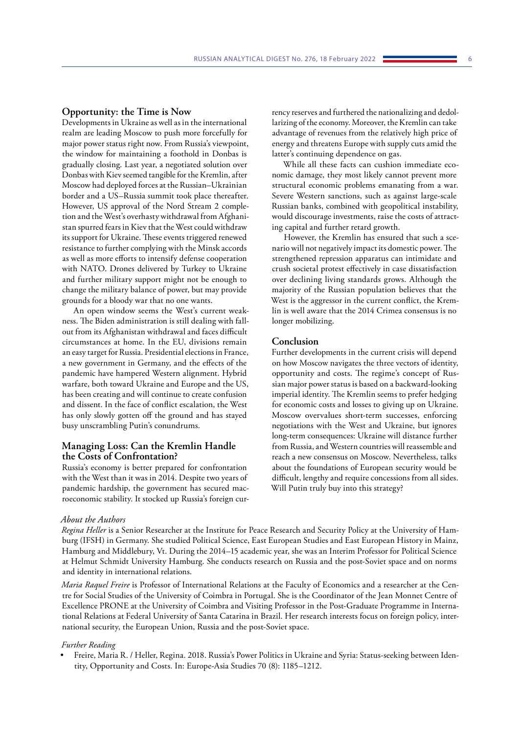## Opportunity: the Time is Now

Developments in Ukraine as well as in the international realm are leading Moscow to push more forcefully for major power status right now. From Russia's viewpoint, the window for maintaining a foothold in Donbas is gradually closing. Last year, a negotiated solution over Donbas with Kiev seemed tangible for the Kremlin, after Moscow had deployed forces at the Russian–Ukrainian border and a US–Russia summit took place thereafter. However, US approval of the Nord Stream 2 completion and the West's overhasty withdrawal from Afghanistan spurred fears in Kiev that the West could withdraw its support for Ukraine. These events triggered renewed resistance to further complying with the Minsk accords as well as more efforts to intensify defense cooperation with NATO. Drones delivered by Turkey to Ukraine and further military support might not be enough to change the military balance of power, but may provide grounds for a bloody war that no one wants.

An open window seems the West's current weakness. The Biden administration is still dealing with fallout from its Afghanistan withdrawal and faces difficult circumstances at home. In the EU, divisions remain an easy target for Russia. Presidential elections in France, a new government in Germany, and the effects of the pandemic have hampered Western alignment. Hybrid warfare, both toward Ukraine and Europe and the US, has been creating and will continue to create confusion and dissent. In the face of conflict escalation, the West has only slowly gotten off the ground and has stayed busy unscrambling Putin's conundrums.

## Managing Loss: Can the Kremlin Handle the Costs of Confrontation?

Russia's economy is better prepared for confrontation with the West than it was in 2014. Despite two years of pandemic hardship, the government has secured macroeconomic stability. It stocked up Russia's foreign currency reserves and furthered the nationalizing and dedollarizing of the economy. Moreover, the Kremlin can take advantage of revenues from the relatively high price of energy and threatens Europe with supply cuts amid the latter's continuing dependence on gas.

While all these facts can cushion immediate economic damage, they most likely cannot prevent more structural economic problems emanating from a war. Severe Western sanctions, such as against large-scale Russian banks, combined with geopolitical instability, would discourage investments, raise the costs of attracting capital and further retard growth.

However, the Kremlin has ensured that such a scenario will not negatively impact its domestic power. The strengthened repression apparatus can intimidate and crush societal protest effectively in case dissatisfaction over declining living standards grows. Although the majority of the Russian population believes that the West is the aggressor in the current conflict, the Kremlin is well aware that the 2014 Crimea consensus is no longer mobilizing.

## Conclusion

Further developments in the current crisis will depend on how Moscow navigates the three vectors of identity, opportunity and costs. The regime's concept of Russian major power status is based on a backward-looking imperial identity. The Kremlin seems to prefer hedging for economic costs and losses to giving up on Ukraine. Moscow overvalues short-term successes, enforcing negotiations with the West and Ukraine, but ignores long-term consequences: Ukraine will distance further from Russia, and Western countries will reassemble and reach a new consensus on Moscow. Nevertheless, talks about the foundations of European security would be difficult, lengthy and require concessions from all sides. Will Putin truly buy into this strategy?

*About the Authors*

*Regina Heller* is a Senior Researcher at the Institute for Peace Research and Security Policy at the University of Hamburg (IFSH) in Germany. She studied Political Science, East European Studies and East European History in Mainz, Hamburg and Middlebury, Vt. During the 2014–15 academic year, she was an Interim Professor for Political Science at Helmut Schmidt University Hamburg. She conducts research on Russia and the post-Soviet space and on norms and identity in international relations.

*Maria Raquel Freire* is Professor of International Relations at the Faculty of Economics and a researcher at the Centre for Social Studies of the University of Coimbra in Portugal. She is the Coordinator of the Jean Monnet Centre of Excellence PRONE at the University of Coimbra and Visiting Professor in the Post-Graduate Programme in International Relations at Federal University of Santa Catarina in Brazil. Her research interests focus on foreign policy, international security, the European Union, Russia and the post-Soviet space.

*Further Reading*

- Freire, Maria R. / Heller, Regina. 2018. Russia's Power Politics in Ukraine and Syria: Status-seeking between Identity, Opportunity and Costs. In: Europe-Asia Studies 70 (8): 1185–1212.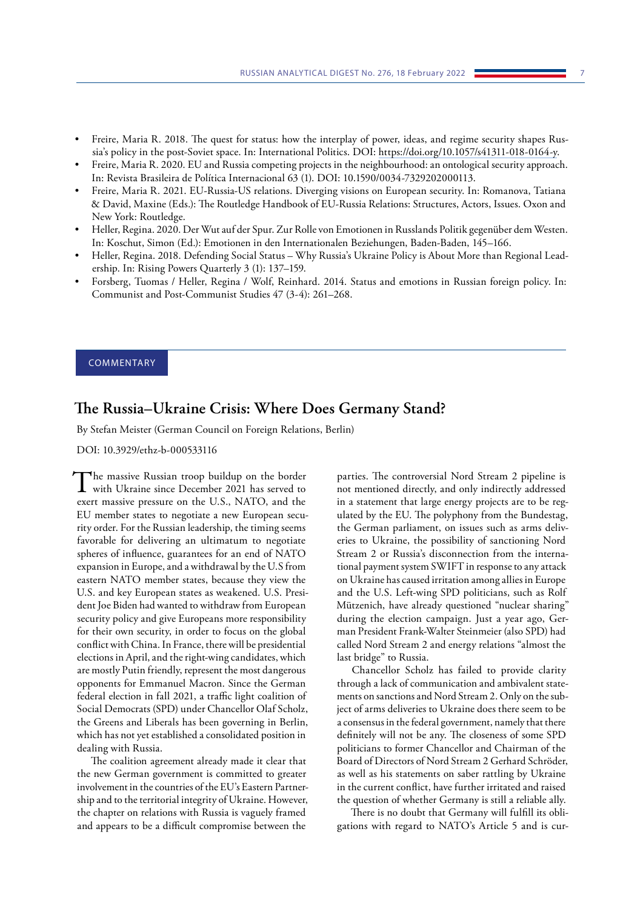- Freire, Maria R. 2018. The quest for status: how the interplay of power, ideas, and regime security shapes Russia's policy in the post-Soviet space. In: International Politics. DOI: https://doi.org/10.1057/s41311-018-0164-y.
- Freire, Maria R. 2020. EU and Russia competing projects in the neighbourhood: an ontological security approach. In: Revista Brasileira de Política Internacional 63 (1). DOI: 10.1590/0034-7329202000113.
- Freire, Maria R. 2021. EU-Russia-US relations. Diverging visions on European security. In: Romanova, Tatiana & David, Maxine (Eds.): The Routledge Handbook of EU-Russia Relations: Structures, Actors, Issues. Oxon and New York: Routledge.
- Heller, Regina. 2020. Der Wut auf der Spur. Zur Rolle von Emotionen in Russlands Politik gegenüber dem Westen. In: Koschut, Simon (Ed.): Emotionen in den Internationalen Beziehungen, Baden-Baden, 145–166.
- Heller, Regina. 2018. Defending Social Status – Why Russia's Ukraine Policy is About More than Regional Leadership. In: Rising Powers Quarterly 3 (1): 137–159.
- Forsberg, Tuomas / Heller, Regina / Wolf, Reinhard. 2014. Status and emotions in Russian foreign policy. In: Communist and Post-Communist Studies 47 (3-4): 261–268.

COMMENTARY

## The Russia–Ukraine Crisis: Where Does Germany Stand?

By Stefan Meister (German Council on Foreign Relations, Berlin)

DOI: 10.3929/ethz-b-000533116

The massive Russian troop buildup on the border with Ukraine since December 2021 has served to exert massive pressure on the U.S., NATO, and the EU member states to negotiate a new European security order. For the Russian leadership, the timing seems favorable for delivering an ultimatum to negotiate spheres of influence, guarantees for an end of NATO expansion in Europe, and a withdrawal by the U.S from eastern NATO member states, because they view the U.S. and key European states as weakened. U.S. President Joe Biden had wanted to withdraw from European security policy and give Europeans more responsibility for their own security, in order to focus on the global conflict with China. In France, there will be presidential elections in April, and the right-wing candidates, which are mostly Putin friendly, represent the most dangerous opponents for Emmanuel Macron. Since the German federal election in fall 2021, a traffic light coalition of Social Democrats (SPD) under Chancellor Olaf Scholz, the Greens and Liberals has been governing in Berlin, which has not yet established a consolidated position in dealing with Russia.

The coalition agreement already made it clear that the new German government is committed to greater involvement in the countries of the EU's Eastern Partnership and to the territorial integrity of Ukraine. However, the chapter on relations with Russia is vaguely framed and appears to be a difficult compromise between the parties. The controversial Nord Stream 2 pipeline is not mentioned directly, and only indirectly addressed in a statement that large energy projects are to be regulated by the EU. The polyphony from the Bundestag, the German parliament, on issues such as arms deliveries to Ukraine, the possibility of sanctioning Nord Stream 2 or Russia's disconnection from the international payment system SWIFT in response to any attack on Ukraine has caused irritation among allies in Europe and the U.S. Left-wing SPD politicians, such as Rolf Mützenich, have already questioned "nuclear sharing" during the election campaign. Just a year ago, German President Frank-Walter Steinmeier (also SPD) had called Nord Stream 2 and energy relations "almost the last bridge" to Russia.

Chancellor Scholz has failed to provide clarity through a lack of communication and ambivalent statements on sanctions and Nord Stream 2. Only on the subject of arms deliveries to Ukraine does there seem to be a consensus in the federal government, namely that there definitely will not be any. The closeness of some SPD politicians to former Chancellor and Chairman of the Board of Directors of Nord Stream 2 Gerhard Schröder, as well as his statements on saber rattling by Ukraine in the current conflict, have further irritated and raised the question of whether Germany is still a reliable ally.

There is no doubt that Germany will fulfill its obligations with regard to NATO's Article 5 and is cur-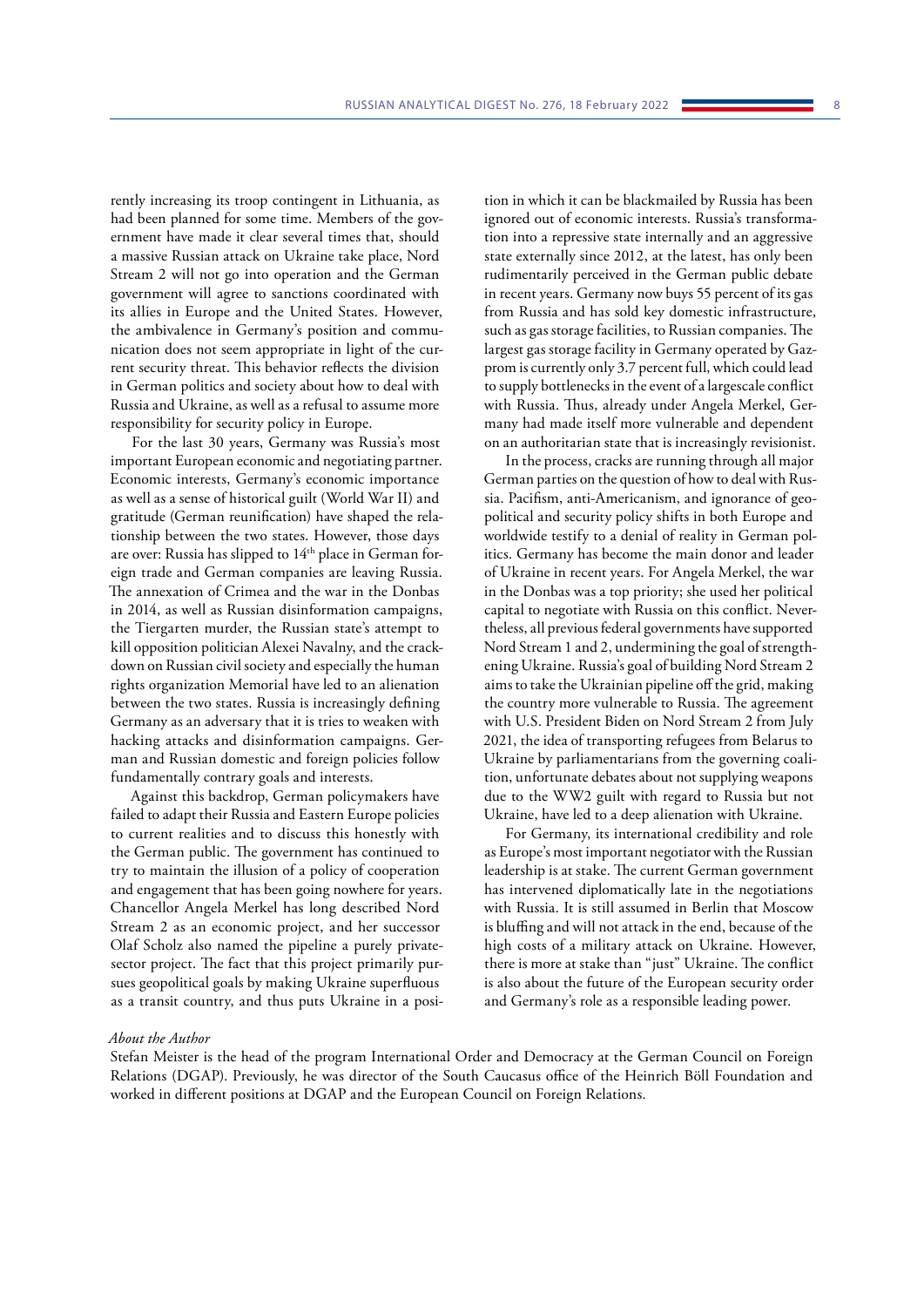rently increasing its troop contingent in Lithuania, as had been planned for some time. Members of the government have made it clear several times that, should a massive Russian attack on Ukraine take place, Nord Stream 2 will not go into operation and the German government will agree to sanctions coordinated with its allies in Europe and the United States. However, the ambivalence in Germany's position and communication does not seem appropriate in light of the current security threat. This behavior reflects the division in German politics and society about how to deal with Russia and Ukraine, as well as a refusal to assume more responsibility for security policy in Europe.

For the last 30 years, Germany was Russia's most important European economic and negotiating partner. Economic interests, Germany's economic importance as well as a sense of historical guilt (World War II) and gratitude (German reunification) have shaped the relationship between the two states. However, those days are over: Russia has slipped to 14th place in German foreign trade and German companies are leaving Russia. The annexation of Crimea and the war in the Donbas in 2014, as well as Russian disinformation campaigns, the Tiergarten murder, the Russian state's attempt to kill opposition politician Alexei Navalny, and the crackdown on Russian civil society and especially the human rights organization Memorial have led to an alienation between the two states. Russia is increasingly defining Germany as an adversary that it is tries to weaken with hacking attacks and disinformation campaigns. German and Russian domestic and foreign policies follow fundamentally contrary goals and interests.

Against this backdrop, German policymakers have failed to adapt their Russia and Eastern Europe policies to current realities and to discuss this honestly with the German public. The government has continued to try to maintain the illusion of a policy of cooperation and engagement that has been going nowhere for years. Chancellor Angela Merkel has long described Nord Stream 2 as an economic project, and her successor Olaf Scholz also named the pipeline a purely private-sector project. The fact that this project primarily pursues geopolitical goals by making Ukraine superfluous as a transit country, and thus puts Ukraine in a position in which it can be blackmailed by Russia has been ignored out of economic interests. Russia's transformation into a repressive state internally and an aggressive state externally since 2012, at the latest, has only been rudimentarily perceived in the German public debate in recent years. Germany now buys 55 percent of its gas from Russia and has sold key domestic infrastructure, such as gas storage facilities, to Russian companies. The largest gas storage facility in Germany operated by Gazprom is currently only 3.7 percent full, which could lead to supply bottlenecks in the event of a largescale conflict with Russia. Thus, already under Angela Merkel, Germany had made itself more vulnerable and dependent on an authoritarian state that is increasingly revisionist.

In the process, cracks are running through all major German parties on the question of how to deal with Russia. Pacifism, anti-Americanism, and ignorance of geopolitical and security policy shifts in both Europe and worldwide testify to a denial of reality in German politics. Germany has become the main donor and leader of Ukraine in recent years. For Angela Merkel, the war in the Donbas was a top priority; she used her political capital to negotiate with Russia on this conflict. Nevertheless, all previous federal governments have supported Nord Stream 1 and 2, undermining the goal of strengthening Ukraine. Russia's goal of building Nord Stream 2 aims to take the Ukrainian pipeline off the grid, making the country more vulnerable to Russia. The agreement with U.S. President Biden on Nord Stream 2 from July 2021, the idea of transporting refugees from Belarus to Ukraine by parliamentarians from the governing coalition, unfortunate debates about not supplying weapons due to the WW2 guilt with regard to Russia but not Ukraine, have led to a deep alienation with Ukraine.

For Germany, its international credibility and role as Europe's most important negotiator with the Russian leadership is at stake. The current German government has intervened diplomatically late in the negotiations with Russia. It is still assumed in Berlin that Moscow is bluffing and will not attack in the end, because of the high costs of a military attack on Ukraine. However, there is more at stake than "just" Ukraine. The conflict is also about the future of the European security order and Germany's role as a responsible leading power.

*About the Author*

Stefan Meister is the head of the program International Order and Democracy at the German Council on Foreign Relations (DGAP). Previously, he was director of the South Caucasus office of the Heinrich Böll Foundation and worked in different positions at DGAP and the European Council on Foreign Relations.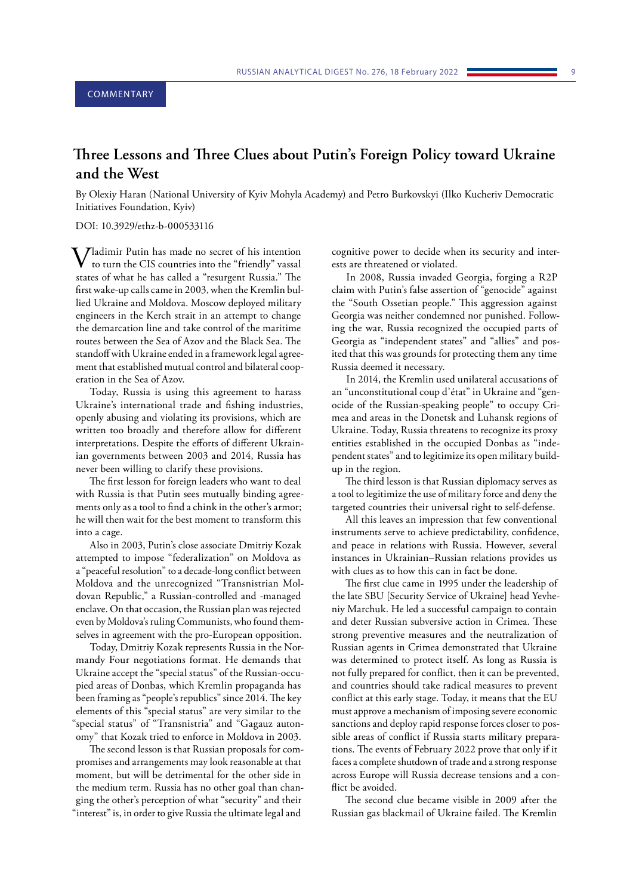COMMENTARY

# Three Lessons and Three Clues about Putin's Foreign Policy toward Ukraine and the West

By Olexiy Haran (National University of Kyiv Mohyla Academy) and Petro Burkovskyi (Ilko Kucheriv Democratic Initiatives Foundation, Kyiv)

DOI: 10.3929/ethz-b-000533116

Vladimir Putin has made no secret of his intention to turn the CIS countries into the "friendly" vassal states of what he has called a "resurgent Russia." The first wake-up calls came in 2003, when the Kremlin bullied Ukraine and Moldova. Moscow deployed military engineers in the Kerch strait in an attempt to change the demarcation line and take control of the maritime routes between the Sea of Azov and the Black Sea. The standoff with Ukraine ended in a framework legal agreement that established mutual control and bilateral cooperation in the Sea of Azov.

Today, Russia is using this agreement to harass Ukraine's international trade and fishing industries, openly abusing and violating its provisions, which are written too broadly and therefore allow for different interpretations. Despite the efforts of different Ukrainian governments between 2003 and 2014, Russia has never been willing to clarify these provisions.

The first lesson for foreign leaders who want to deal with Russia is that Putin sees mutually binding agreements only as a tool to find a chink in the other's armor; he will then wait for the best moment to transform this into a cage.

Also in 2003, Putin's close associate Dmitriy Kozak attempted to impose "federalization" on Moldova as a "peaceful resolution" to a decade-long conflict between Moldova and the unrecognized "Transnistrian Moldovan Republic," a Russian-controlled and -managed enclave. On that occasion, the Russian plan was rejected even by Moldova's ruling Communists, who found themselves in agreement with the pro-European opposition.

Today, Dmitriy Kozak represents Russia in the Normandy Four negotiations format. He demands that Ukraine accept the "special status" of the Russian-occupied areas of Donbas, which Kremlin propaganda has been framing as "people's republics" since 2014. The key elements of this "special status" are very similar to the "special status" of "Transnistria" and "Gagauz autonomy" that Kozak tried to enforce in Moldova in 2003.

The second lesson is that Russian proposals for compromises and arrangements may look reasonable at that moment, but will be detrimental for the other side in the medium term. Russia has no other goal than changing the other's perception of what "security" and their "interest" is, in order to give Russia the ultimate legal and cognitive power to decide when its security and interests are threatened or violated.

In 2008, Russia invaded Georgia, forging a R2P claim with Putin's false assertion of "genocide" against the "South Ossetian people." This aggression against Georgia was neither condemned nor punished. Following the war, Russia recognized the occupied parts of Georgia as "independent states" and "allies" and posited that this was grounds for protecting them any time Russia deemed it necessary.

In 2014, the Kremlin used unilateral accusations of an "unconstitutional coup d'état" in Ukraine and "genocide of the Russian-speaking people" to occupy Crimea and areas in the Donetsk and Luhansk regions of Ukraine. Today, Russia threatens to recognize its proxy entities established in the occupied Donbas as "independent states" and to legitimize its open military buildup in the region.

The third lesson is that Russian diplomacy serves as a tool to legitimize the use of military force and deny the targeted countries their universal right to self-defense.

All this leaves an impression that few conventional instruments serve to achieve predictability, confidence, and peace in relations with Russia. However, several instances in Ukrainian–Russian relations provides us with clues as to how this can in fact be done.

The first clue came in 1995 under the leadership of the late SBU [Security Service of Ukraine] head Yevheniy Marchuk. He led a successful campaign to contain and deter Russian subversive action in Crimea. These strong preventive measures and the neutralization of Russian agents in Crimea demonstrated that Ukraine was determined to protect itself. As long as Russia is not fully prepared for conflict, then it can be prevented, and countries should take radical measures to prevent conflict at this early stage. Today, it means that the EU must approve a mechanism of imposing severe economic sanctions and deploy rapid response forces closer to possible areas of conflict if Russia starts military preparations. The events of February 2022 prove that only if it faces a complete shutdown of trade and a strong response across Europe will Russia decrease tensions and a conflict be avoided.

The second clue became visible in 2009 after the Russian gas blackmail of Ukraine failed. The Kremlin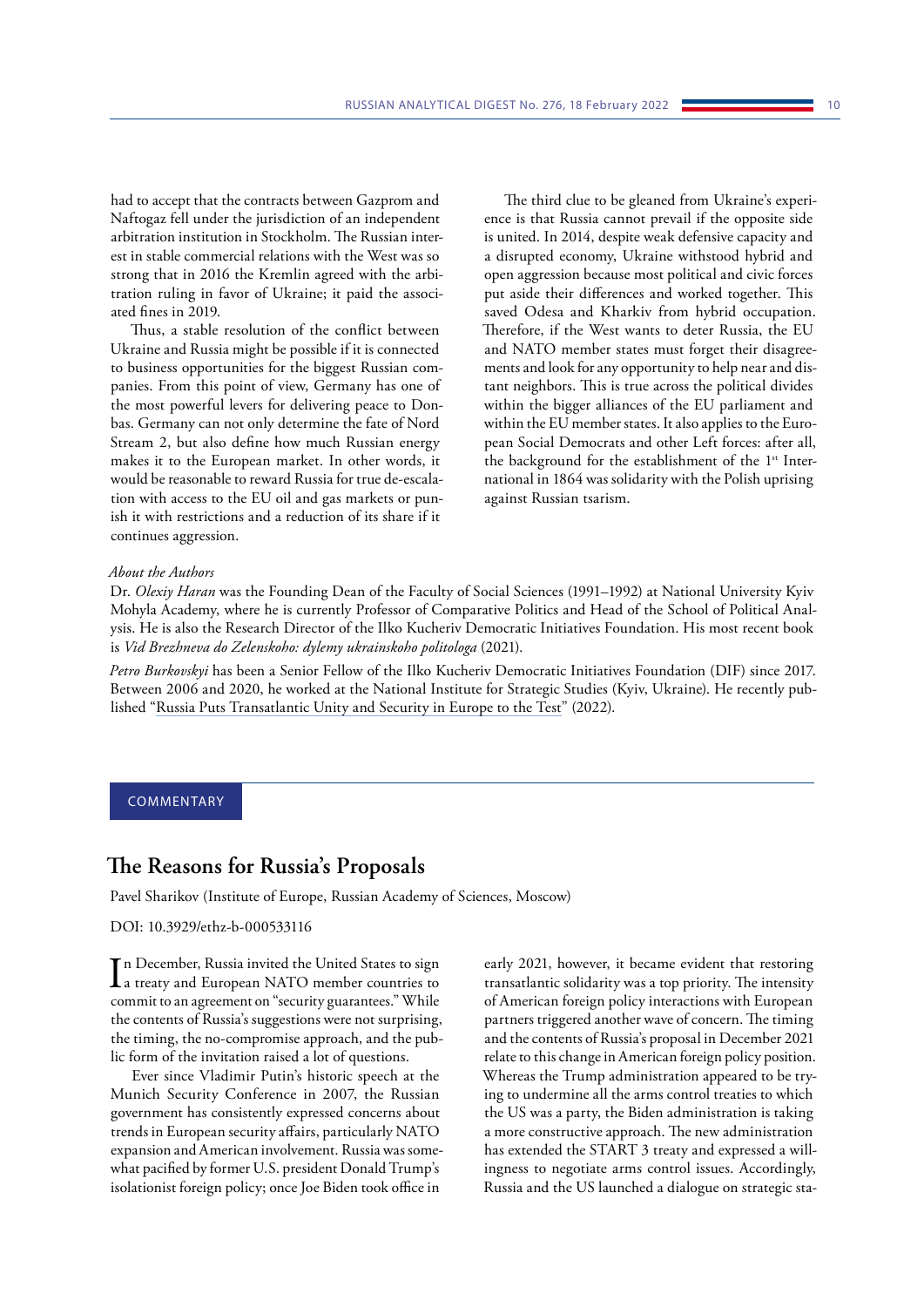had to accept that the contracts between Gazprom and Naftogaz fell under the jurisdiction of an independent arbitration institution in Stockholm. The Russian interest in stable commercial relations with the West was so strong that in 2016 the Kremlin agreed with the arbitration ruling in favor of Ukraine; it paid the associated fines in 2019.

Thus, a stable resolution of the conflict between Ukraine and Russia might be possible if it is connected to business opportunities for the biggest Russian companies. From this point of view, Germany has one of the most powerful levers for delivering peace to Donbas. Germany can not only determine the fate of Nord Stream 2, but also define how much Russian energy makes it to the European market. In other words, it would be reasonable to reward Russia for true de-escalation with access to the EU oil and gas markets or punish it with restrictions and a reduction of its share if it continues aggression.

The third clue to be gleaned from Ukraine's experience is that Russia cannot prevail if the opposite side is united. In 2014, despite weak defensive capacity and a disrupted economy, Ukraine withstood hybrid and open aggression because most political and civic forces put aside their differences and worked together. This saved Odesa and Kharkiv from hybrid occupation. Therefore, if the West wants to deter Russia, the EU and NATO member states must forget their disagreements and look for any opportunity to help near and distant neighbors. This is true across the political divides within the bigger alliances of the EU parliament and within the EU member states. It also applies to the European Social Democrats and other Left forces: after all, the background for the establishment of the 1st International in 1864 was solidarity with the Polish uprising against Russian tsarism.

*About the Authors*

Dr. *Olexiy Haran* was the Founding Dean of the Faculty of Social Sciences (1991–1992) at National University Kyiv Mohyla Academy, where he is currently Professor of Comparative Politics and Head of the School of Political Analysis. He is also the Research Director of the Ilko Kucheriv Democratic Initiatives Foundation. His most recent book is *Vid Brezhneva do Zelenskoho: dylemy ukrainskoho politologa* (2021).

*Petro Burkovskyi* has been a Senior Fellow of the Ilko Kucheriv Democratic Initiatives Foundation (DIF) since 2017. Between 2006 and 2020, he worked at the National Institute for Strategic Studies (Kyiv, Ukraine). He recently published "Russia Puts Transatlantic Unity and Security in Europe to the Test" (2022).

COMMENTARY

## The Reasons for Russia's Proposals

Pavel Sharikov (Institute of Europe, Russian Academy of Sciences, Moscow)

DOI: 10.3929/ethz-b-000533116

In December, Russia invited the United States to sign a treaty and European NATO member countries to commit to an agreement on "security guarantees." While the contents of Russia's suggestions were not surprising, the timing, the no-compromise approach, and the public form of the invitation raised a lot of questions.

Ever since Vladimir Putin's historic speech at the Munich Security Conference in 2007, the Russian government has consistently expressed concerns about trends in European security affairs, particularly NATO expansion and American involvement. Russia was somewhat pacified by former U.S. president Donald Trump's isolationist foreign policy; once Joe Biden took office in early 2021, however, it became evident that restoring transatlantic solidarity was a top priority. The intensity of American foreign policy interactions with European partners triggered another wave of concern. The timing and the contents of Russia's proposal in December 2021 relate to this change in American foreign policy position. Whereas the Trump administration appeared to be trying to undermine all the arms control treaties to which the US was a party, the Biden administration is taking a more constructive approach. The new administration has extended the START 3 treaty and expressed a willingness to negotiate arms control issues. Accordingly, Russia and the US launched a dialogue on strategic sta-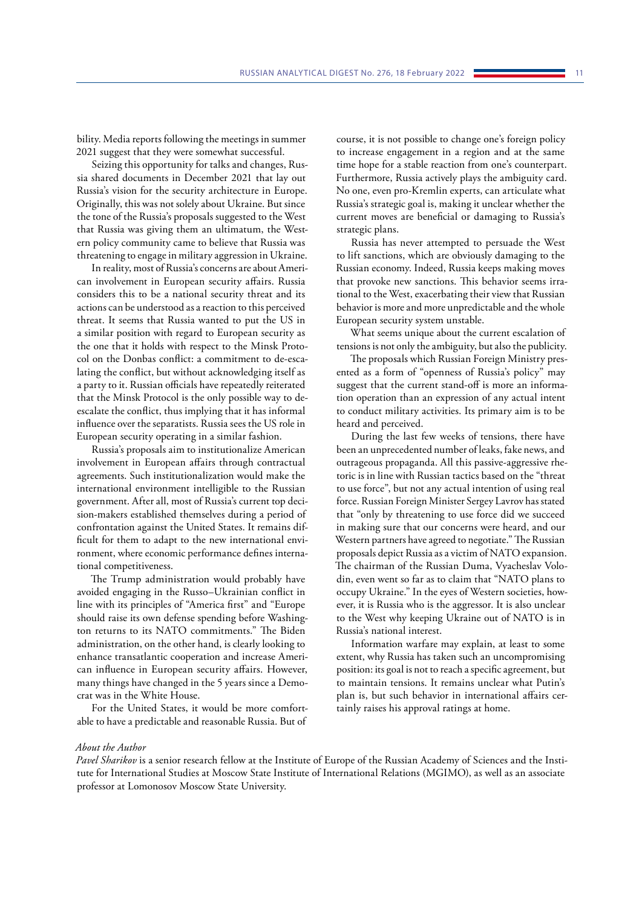bility. Media reports following the meetings in summer 2021 suggest that they were somewhat successful.

Seizing this opportunity for talks and changes, Russia shared documents in December 2021 that lay out Russia's vision for the security architecture in Europe. Originally, this was not solely about Ukraine. But since the tone of the Russia's proposals suggested to the West that Russia was giving them an ultimatum, the Western policy community came to believe that Russia was threatening to engage in military aggression in Ukraine.

In reality, most of Russia's concerns are about American involvement in European security affairs. Russia considers this to be a national security threat and its actions can be understood as a reaction to this perceived threat. It seems that Russia wanted to put the US in a similar position with regard to European security as the one that it holds with respect to the Minsk Protocol on the Donbas conflict: a commitment to de-escalating the conflict, but without acknowledging itself as a party to it. Russian officials have repeatedly reiterated that the Minsk Protocol is the only possible way to de-escalate the conflict, thus implying that it has informal influence over the separatists. Russia sees the US role in European security operating in a similar fashion.

Russia's proposals aim to institutionalize American involvement in European affairs through contractual agreements. Such institutionalization would make the international environment intelligible to the Russian government. After all, most of Russia's current top decision-makers established themselves during a period of confrontation against the United States. It remains difficult for them to adapt to the new international environment, where economic performance defines international competitiveness.

The Trump administration would probably have avoided engaging in the Russo–Ukrainian conflict in line with its principles of "America first" and "Europe should raise its own defense spending before Washington returns to its NATO commitments." The Biden administration, on the other hand, is clearly looking to enhance transatlantic cooperation and increase American influence in European security affairs. However, many things have changed in the 5 years since a Democrat was in the White House.

For the United States, it would be more comfortable to have a predictable and reasonable Russia. But of course, it is not possible to change one's foreign policy to increase engagement in a region and at the same time hope for a stable reaction from one's counterpart. Furthermore, Russia actively plays the ambiguity card. No one, even pro-Kremlin experts, can articulate what Russia's strategic goal is, making it unclear whether the current moves are beneficial or damaging to Russia's strategic plans.

Russia has never attempted to persuade the West to lift sanctions, which are obviously damaging to the Russian economy. Indeed, Russia keeps making moves that provoke new sanctions. This behavior seems irrational to the West, exacerbating their view that Russian behavior is more and more unpredictable and the whole European security system unstable.

What seems unique about the current escalation of tensions is not only the ambiguity, but also the publicity.

The proposals which Russian Foreign Ministry presented as a form of "openness of Russia's policy" may suggest that the current stand-off is more an information operation than an expression of any actual intent to conduct military activities. Its primary aim is to be heard and perceived.

During the last few weeks of tensions, there have been an unprecedented number of leaks, fake news, and outrageous propaganda. All this passive-aggressive rhetoric is in line with Russian tactics based on the "threat to use force", but not any actual intention of using real force. Russian Foreign Minister Sergey Lavrov has stated that "only by threatening to use force did we succeed in making sure that our concerns were heard, and our Western partners have agreed to negotiate." The Russian proposals depict Russia as a victim of NATO expansion. The chairman of the Russian Duma, Vyacheslav Volodin, even went so far as to claim that "NATO plans to occupy Ukraine." In the eyes of Western societies, however, it is Russia who is the aggressor. It is also unclear to the West why keeping Ukraine out of NATO is in Russia's national interest.

Information warfare may explain, at least to some extent, why Russia has taken such an uncompromising position: its goal is not to reach a specific agreement, but to maintain tensions. It remains unclear what Putin's plan is, but such behavior in international affairs certainly raises his approval ratings at home.

*About the Author*

*Pavel Sharikov* is a senior research fellow at the Institute of Europe of the Russian Academy of Sciences and the Institute for International Studies at Moscow State Institute of International Relations (MGIMO), as well as an associate professor at Lomonosov Moscow State University.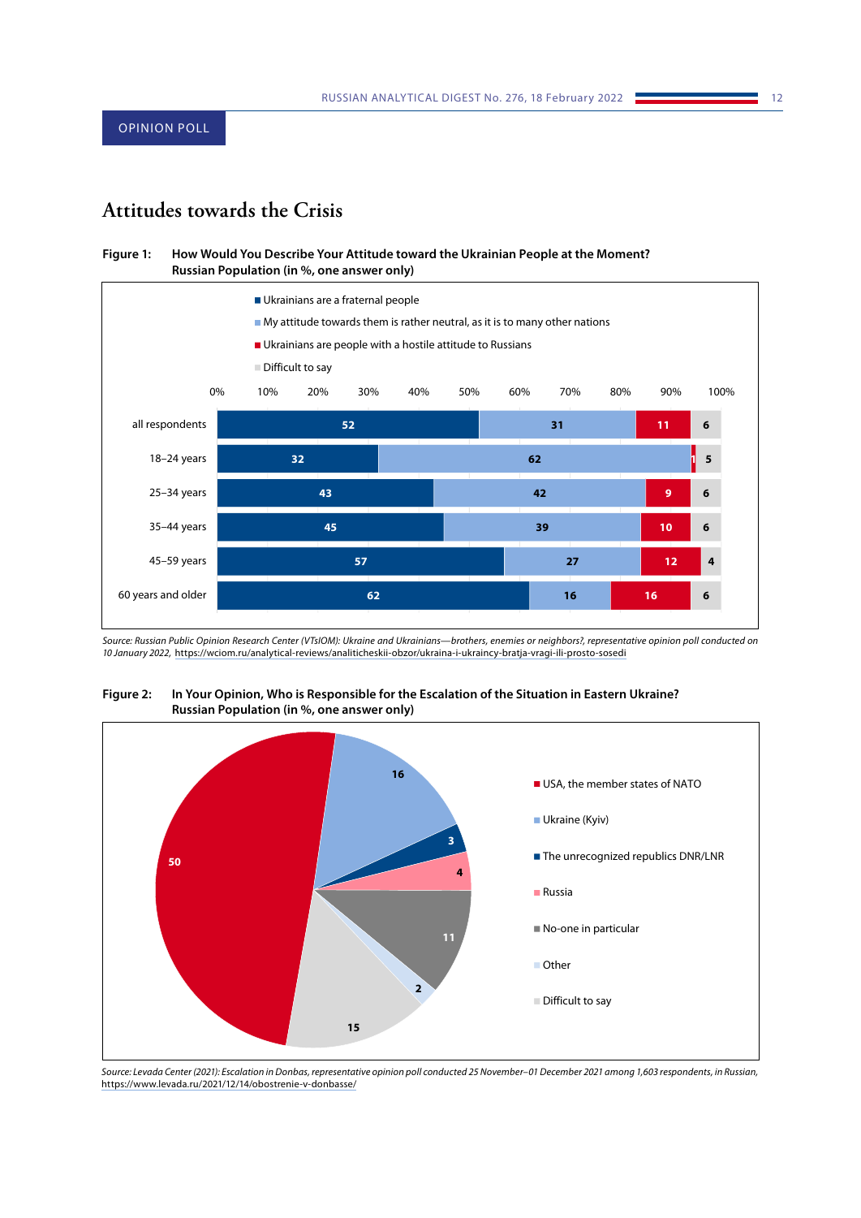OPINION POLL

# Attitudes towards the Crisis

**Figure 1: How Would You Describe Your Attitude toward the Ukrainian People at the Moment? Russian Population (in %, one answer only)**

| | Ukrainians are a fraternal people | My attitude towards them is rather neutral, as it is to many other nations | Ukrainians are people with a hostile attitude to Russians | Difficult to say |
|---|---|---|---|---|
| all respondents | 52 | 31 | 11 | 6 |
| 18–24 years | 32 | 62 | 1 | 5 |
| 25–34 years | 43 | 42 | 9 | 6 |
| 35–44 years | 45 | 39 | 10 | 6 |
| 45–59 years | 57 | 27 | 12 | 4 |
| 60 years and older | 62 | 16 | 16 | 6 |

*Source: Russian Public Opinion Research Center (VTsIOM): Ukraine and Ukrainians—brothers, enemies or neighbors?, representative opinion poll conducted on 10 January 2022,* https://wciom.ru/analytical-reviews/analiticheskii-obzor/ukraina-i-ukraincy-bratja-vragi-ili-prosto-sosedi

**Figure 2: In Your Opinion, Who is Responsible for the Escalation of the Situation in Eastern Ukraine? Russian Population (in %, one answer only)**

| Response | % |
|---|---|
| USA, the member states of NATO | 50 |
| Ukraine (Kyiv) | 16 |
| The unrecognized republics DNR/LNR | 3 |
| Russia | 4 |
| No-one in particular | 11 |
| Other | 2 |
| Difficult to say | 15 |

*Source: Levada Center (2021): Escalation in Donbas, representative opinion poll conducted 25 November–01 December 2021 among 1,603 respondents, in Russian,* https://www.levada.ru/2021/12/14/obostrenie-v-donbasse/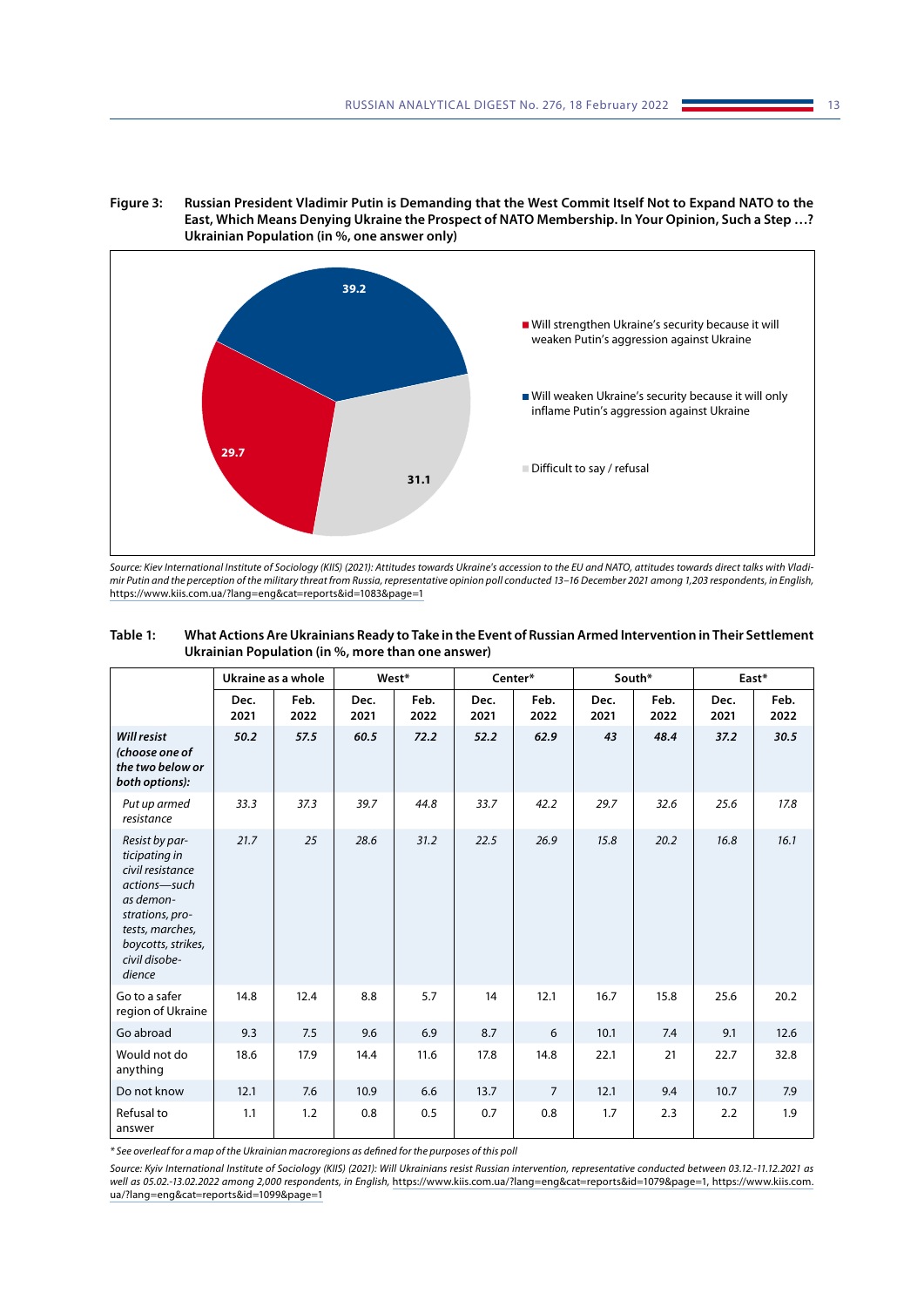**Figure 3: Russian President Vladimir Putin is Demanding that the West Commit Itself Not to Expand NATO to the East, Which Means Denying Ukraine the Prospect of NATO Membership. In Your Opinion, Such a Step …? Ukrainian Population (in %, one answer only)**

| Answer | % |
|---|---|
| Will strengthen Ukraine's security because it will weaken Putin's aggression against Ukraine | 29.7 |
| Will weaken Ukraine's security because it will only inflame Putin's aggression against Ukraine | 39.2 |
| Difficult to say / refusal | 31.1 |

*Source: Kiev International Institute of Sociology (KIIS) (2021): Attitudes towards Ukraine's accession to the EU and NATO, attitudes towards direct talks with Vladimir Putin and the perception of the military threat from Russia, representative opinion poll conducted 13–16 December 2021 among 1,203 respondents, in English,* https://www.kiis.com.ua/?lang=eng&cat=reports&id=1083&page=1

**Table 1: What Actions Are Ukrainians Ready to Take in the Event of Russian Armed Intervention in Their Settlement Ukrainian Population (in %, more than one answer)**

| | Ukraine as a whole | | West* | | Center* | | South* | | East* | |
|---|---|---|---|---|---|---|---|---|---|---|
| | Dec. 2021 | Feb. 2022 | Dec. 2021 | Feb. 2022 | Dec. 2021 | Feb. 2022 | Dec. 2021 | Feb. 2022 | Dec. 2021 | Feb. 2022 |
| ***Will resist (choose one of the two below or both options):*** | ***50.2*** | ***57.5*** | ***60.5*** | ***72.2*** | ***52.2*** | ***62.9*** | ***43*** | ***48.4*** | ***37.2*** | ***30.5*** |
| *Put up armed resistance* | *33.3* | *37.3* | *39.7* | *44.8* | *33.7* | *42.2* | *29.7* | *32.6* | *25.6* | *17.8* |
| *Resist by participating in civil resistance actions—such as demonstrations, protests, marches, boycotts, strikes, civil disobedience* | *21.7* | *25* | *28.6* | *31.2* | *22.5* | *26.9* | *15.8* | *20.2* | *16.8* | *16.1* |
| Go to a safer region of Ukraine | 14.8 | 12.4 | 8.8 | 5.7 | 14 | 12.1 | 16.7 | 15.8 | 25.6 | 20.2 |
| Go abroad | 9.3 | 7.5 | 9.6 | 6.9 | 8.7 | 6 | 10.1 | 7.4 | 9.1 | 12.6 |
| Would not do anything | 18.6 | 17.9 | 14.4 | 11.6 | 17.8 | 14.8 | 22.1 | 21 | 22.7 | 32.8 |
| Do not know | 12.1 | 7.6 | 10.9 | 6.6 | 13.7 | 7 | 12.1 | 9.4 | 10.7 | 7.9 |
| Refusal to answer | 1.1 | 1.2 | 0.8 | 0.5 | 0.7 | 0.8 | 1.7 | 2.3 | 2.2 | 1.9 |

*\* See overleaf for a map of the Ukrainian macroregions as defined for the purposes of this poll*

*Source: Kyiv International Institute of Sociology (KIIS) (2021): Will Ukrainians resist Russian intervention, representative conducted between 03.12.-11.12.2021 as well as 05.02.-13.02.2022 among 2,000 respondents, in English,* https://www.kiis.com.ua/?lang=eng&cat=reports&id=1079&page=1, https://www.kiis.com.ua/?lang=eng&cat=reports&id=1099&page=1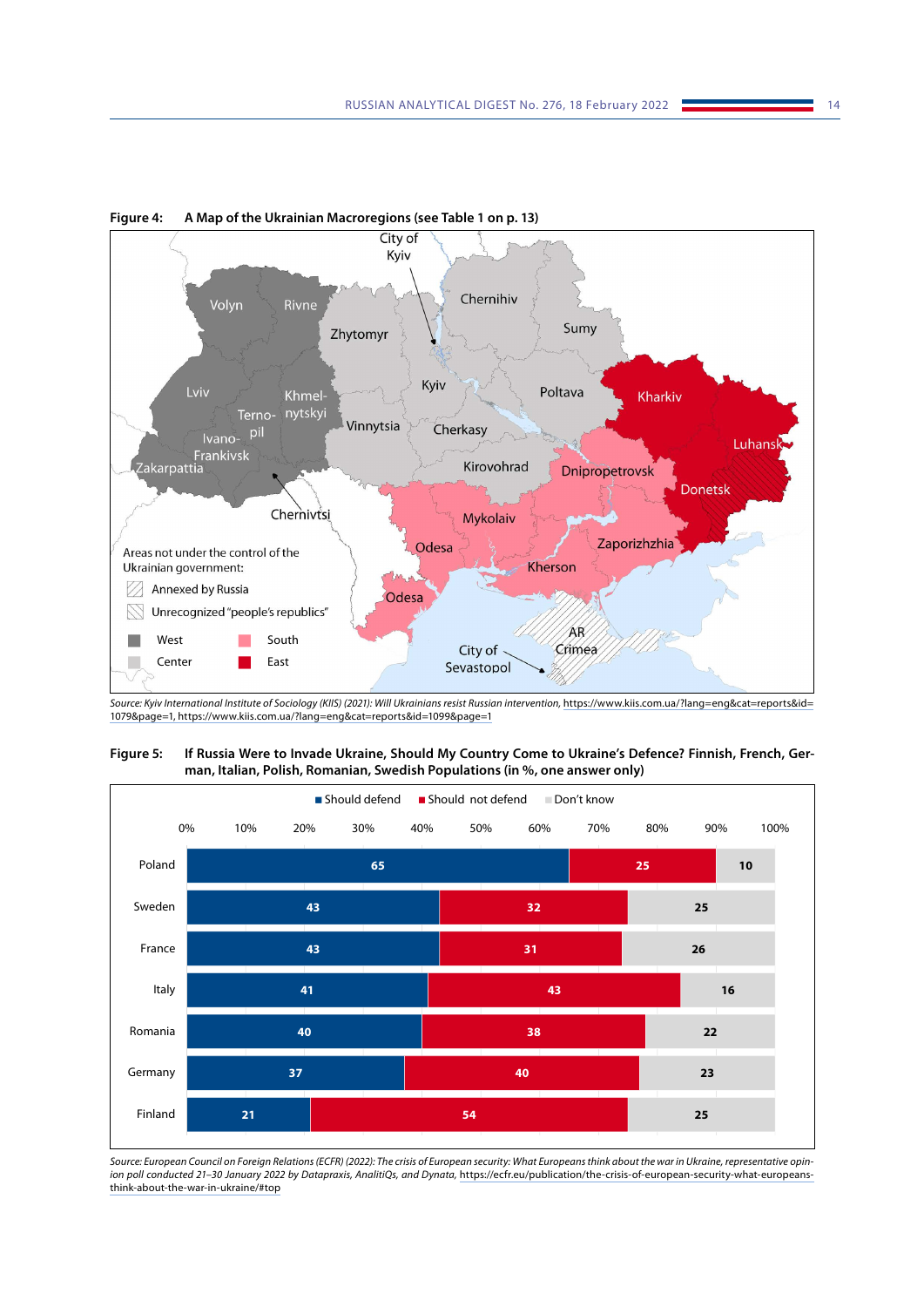**Figure 4: A Map of the Ukrainian Macroregions (see Table 1 on p. 13)**

*Source: Kyiv International Institute of Sociology (KIIS) (2021): Will Ukrainians resist Russian intervention,* https://www.kiis.com.ua/?lang=eng&cat=reports&id=1079&page=1, https://www.kiis.com.ua/?lang=eng&cat=reports&id=1099&page=1

**Figure 5: If Russia Were to Invade Ukraine, Should My Country Come to Ukraine's Defence? Finnish, French, German, Italian, Polish, Romanian, Swedish Populations (in %, one answer only)**

| Country | Should defend | Should not defend | Don't know |
|---|---|---|---|
| Poland | 65 | 25 | 10 |
| Sweden | 43 | 32 | 25 |
| France | 43 | 31 | 26 |
| Italy | 41 | 43 | 16 |
| Romania | 40 | 38 | 22 |
| Germany | 37 | 40 | 23 |
| Finland | 21 | 54 | 25 |

*Source: European Council on Foreign Relations (ECFR) (2022): The crisis of European security: What Europeans think about the war in Ukraine, representative opinion poll conducted 21–30 January 2022 by Datapraxis, AnalitiQs, and Dynata,* https://ecfr.eu/publication/the-crisis-of-european-security-what-europeans-think-about-the-war-in-ukraine/#top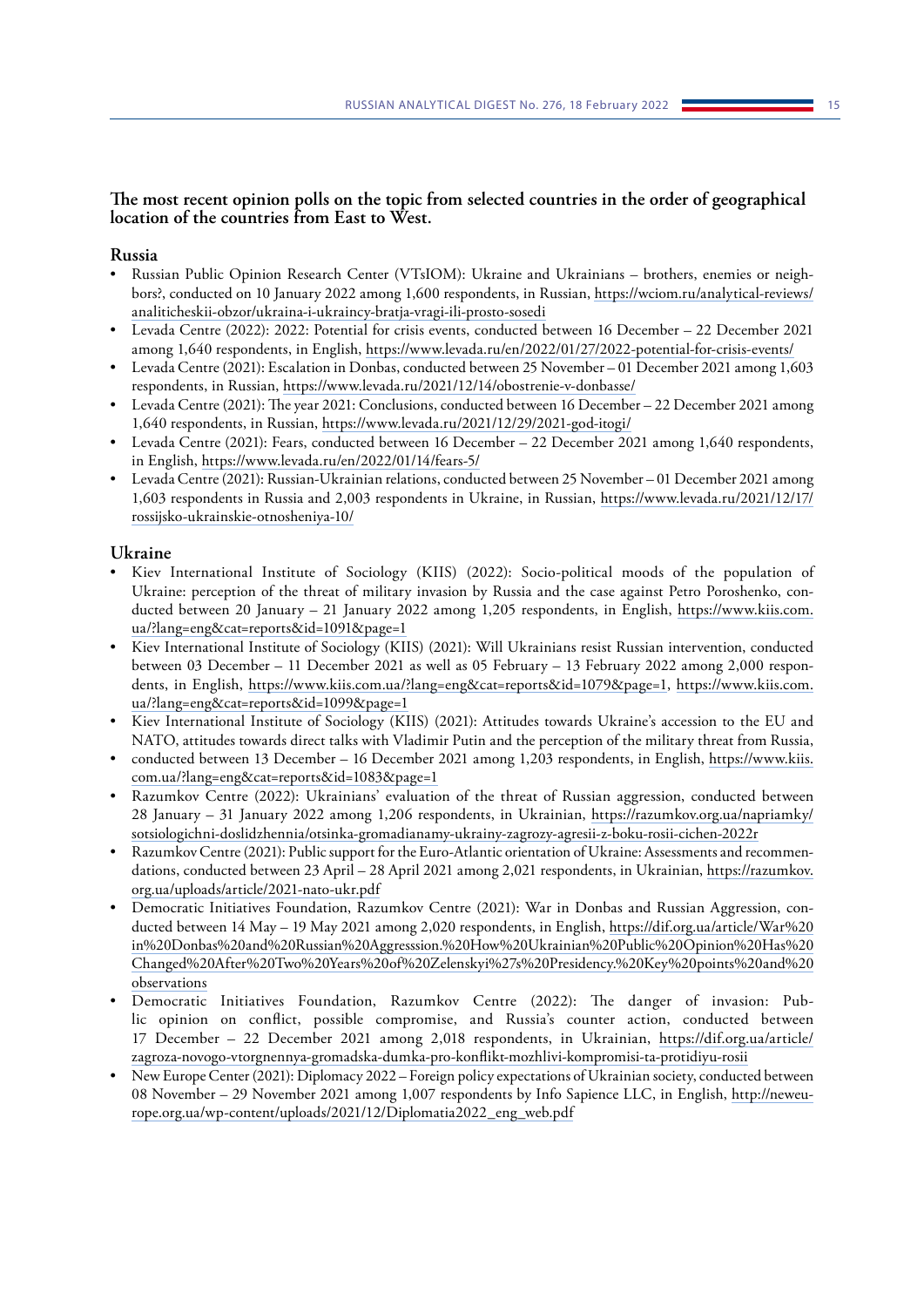**The most recent opinion polls on the topic from selected countries in the order of geographical location of the countries from East to West.**

### Russia

- Russian Public Opinion Research Center (VTsIOM): Ukraine and Ukrainians – brothers, enemies or neighbors?, conducted on 10 January 2022 among 1,600 respondents, in Russian, https://wciom.ru/analytical-reviews/analiticheskii-obzor/ukraina-i-ukraincy-bratja-vragi-ili-prosto-sosedi
- Levada Centre (2022): 2022: Potential for crisis events, conducted between 16 December – 22 December 2021 among 1,640 respondents, in English, https://www.levada.ru/en/2022/01/27/2022-potential-for-crisis-events/
- Levada Centre (2021): Escalation in Donbas, conducted between 25 November – 01 December 2021 among 1,603 respondents, in Russian, https://www.levada.ru/2021/12/14/obostrenie-v-donbasse/
- Levada Centre (2021): The year 2021: Conclusions, conducted between 16 December – 22 December 2021 among 1,640 respondents, in Russian, https://www.levada.ru/2021/12/29/2021-god-itogi/
- Levada Centre (2021): Fears, conducted between 16 December – 22 December 2021 among 1,640 respondents, in English, https://www.levada.ru/en/2022/01/14/fears-5/
- Levada Centre (2021): Russian-Ukrainian relations, conducted between 25 November – 01 December 2021 among 1,603 respondents in Russia and 2,003 respondents in Ukraine, in Russian, https://www.levada.ru/2021/12/17/rossijsko-ukrainskie-otnosheniya-10/

### Ukraine

- Kiev International Institute of Sociology (KIIS) (2022): Socio-political moods of the population of Ukraine: perception of the threat of military invasion by Russia and the case against Petro Poroshenko, conducted between 20 January – 21 January 2022 among 1,205 respondents, in English, https://www.kiis.com.ua/?lang=eng&cat=reports&id=1091&page=1
- Kiev International Institute of Sociology (KIIS) (2021): Will Ukrainians resist Russian intervention, conducted between 03 December – 11 December 2021 as well as 05 February – 13 February 2022 among 2,000 respondents, in English, https://www.kiis.com.ua/?lang=eng&cat=reports&id=1079&page=1, https://www.kiis.com.ua/?lang=eng&cat=reports&id=1099&page=1
- Kiev International Institute of Sociology (KIIS) (2021): Attitudes towards Ukraine's accession to the EU and NATO, attitudes towards direct talks with Vladimir Putin and the perception of the military threat from Russia,
- conducted between 13 December – 16 December 2021 among 1,203 respondents, in English, https://www.kiis.com.ua/?lang=eng&cat=reports&id=1083&page=1
- Razumkov Centre (2022): Ukrainians' evaluation of the threat of Russian aggression, conducted between 28 January – 31 January 2022 among 1,206 respondents, in Ukrainian, https://razumkov.org.ua/napriamky/sotsiologichni-doslidzhennia/otsinka-gromadianamy-ukrainy-zagrozy-agresii-z-boku-rosii-cichen-2022r
- Razumkov Centre (2021): Public support for the Euro-Atlantic orientation of Ukraine: Assessments and recommendations, conducted between 23 April – 28 April 2021 among 2,021 respondents, in Ukrainian, https://razumkov.org.ua/uploads/article/2021-nato-ukr.pdf
- Democratic Initiatives Foundation, Razumkov Centre (2021): War in Donbas and Russian Aggression, conducted between 14 May – 19 May 2021 among 2,020 respondents, in English, https://dif.org.ua/article/War%20in%20Donbas%20and%20Russian%20Aggresssion.%20How%20Ukrainian%20Public%20Opinion%20Has%20Changed%20After%20Two%20Years%20of%20Zelenskyi%27s%20Presidency.%20Key%20points%20and%20observations
- Democratic Initiatives Foundation, Razumkov Centre (2022): The danger of invasion: Public opinion on conflict, possible compromise, and Russia's counter action, conducted between 17 December – 22 December 2021 among 2,018 respondents, in Ukrainian, https://dif.org.ua/article/zagroza-novogo-vtorgnennya-gromadska-dumka-pro-konflikt-mozhlivi-kompromisi-ta-protidiyu-rosii
- New Europe Center (2021): Diplomacy 2022 – Foreign policy expectations of Ukrainian society, conducted between 08 November – 29 November 2021 among 1,007 respondents by Info Sapience LLC, in English, http://neweurope.org.ua/wp-content/uploads/2021/12/Diplomatia2022_eng_web.pdf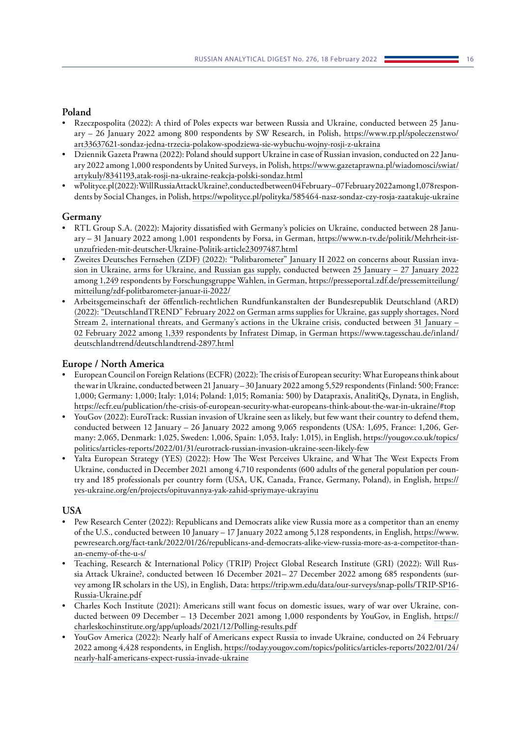## Poland

- Rzeczpospolita (2022): A third of Poles expects war between Russia and Ukraine, conducted between 25 January – 26 January 2022 among 800 respondents by SW Research, in Polish, https://www.rp.pl/spoleczenstwo/art33637621-sondaz-jedna-trzecia-polakow-spodziewa-sie-wybuchu-wojny-rosji-z-ukraina
- Dziennik Gazeta Prawna (2022): Poland should support Ukraine in case of Russian invasion, conducted on 22 January 2022 among 1,000 respondents by United Surveys, in Polish, https://www.gazetaprawna.pl/wiadomosci/swiat/artykuly/8341193,atak-rosji-na-ukraine-reakcja-polski-sondaz.html
- wPolityce.pl (2022): Will Russia Attack Ukraine?, conducted between 04 February – 07 February 2022 among 1,078 respondents by Social Changes, in Polish, https://wpolityce.pl/polityka/585464-nasz-sondaz-czy-rosja-zaatakuje-ukraine

## Germany

- RTL Group S.A. (2022): Majority dissatisfied with Germany's policies on Ukraine, conducted between 28 January – 31 January 2022 among 1,001 respondents by Forsa, in German, https://www.n-tv.de/politik/Mehrheit-ist-unzufrieden-mit-deutscher-Ukraine-Politik-article23097487.html
- Zweites Deutsches Fernsehen (ZDF) (2022): "Politbarometer" January II 2022 on concerns about Russian invasion in Ukraine, arms for Ukraine, and Russian gas supply, conducted between 25 January – 27 January 2022 among 1,249 respondents by Forschungsgruppe Wahlen, in German, https://presseportal.zdf.de/pressemitteilung/mitteilung/zdf-politbarometer-januar-ii-2022/
- Arbeitsgemeinschaft der öffentlich-rechtlichen Rundfunkanstalten der Bundesrepublik Deutschland (ARD) (2022): "DeutschlandTREND" February 2022 on German arms supplies for Ukraine, gas supply shortages, Nord Stream 2, international threats, and Germany's actions in the Ukraine crisis, conducted between 31 January – 02 February 2022 among 1,339 respondents by Infratest Dimap, in German https://www.tagesschau.de/inland/deutschlandtrend/deutschlandtrend-2897.html

## Europe / North America

- European Council on Foreign Relations (ECFR) (2022): The crisis of European security: What Europeans think about the war in Ukraine, conducted between 21 January – 30 January 2022 among 5,529 respondents (Finland: 500; France: 1,000; Germany: 1,000; Italy: 1,014; Poland: 1,015; Romania: 500) by Datapraxis, AnalitiQs, Dynata, in English, https://ecfr.eu/publication/the-crisis-of-european-security-what-europeans-think-about-the-war-in-ukraine/#top
- YouGov (2022): EuroTrack: Russian invasion of Ukraine seen as likely, but few want their country to defend them, conducted between 12 January – 26 January 2022 among 9,065 respondents (USA: 1,695, France: 1,206, Germany: 2,065, Denmark: 1,025, Sweden: 1,006, Spain: 1,053, Italy: 1,015), in English, https://yougov.co.uk/topics/politics/articles-reports/2022/01/31/eurotrack-russian-invasion-ukraine-seen-likely-few
- Yalta European Strategy (YES) (2022): How The West Perceives Ukraine, and What The West Expects From Ukraine, conducted in December 2021 among 4,710 respondents (600 adults of the general population per country and 185 professionals per country form (USA, UK, Canada, France, Germany, Poland), in English, https://yes-ukraine.org/en/projects/opituvannya-yak-zahid-spriymaye-ukrayinu

## USA

- Pew Research Center (2022): Republicans and Democrats alike view Russia more as a competitor than an enemy of the U.S., conducted between 10 January – 17 January 2022 among 5,128 respondents, in English, https://www.pewresearch.org/fact-tank/2022/01/26/republicans-and-democrats-alike-view-russia-more-as-a-competitor-than-an-enemy-of-the-u-s/
- Teaching, Research & International Policy (TRIP) Project Global Research Institute (GRI) (2022): Will Russia Attack Ukraine?, conducted between 16 December 2021– 27 December 2022 among 685 respondents (survey among IR scholars in the US), in English, Data: https://trip.wm.edu/data/our-surveys/snap-polls/TRIP-SP16-Russia-Ukraine.pdf
- Charles Koch Institute (2021): Americans still want focus on domestic issues, wary of war over Ukraine, conducted between 09 December – 13 December 2021 among 1,000 respondents by YouGov, in English, https://charleskochinstitute.org/app/uploads/2021/12/Polling-results.pdf
- YouGov America (2022): Nearly half of Americans expect Russia to invade Ukraine, conducted on 24 February 2022 among 4,428 respondents, in English, https://today.yougov.com/topics/politics/articles-reports/2022/01/24/nearly-half-americans-expect-russia-invade-ukraine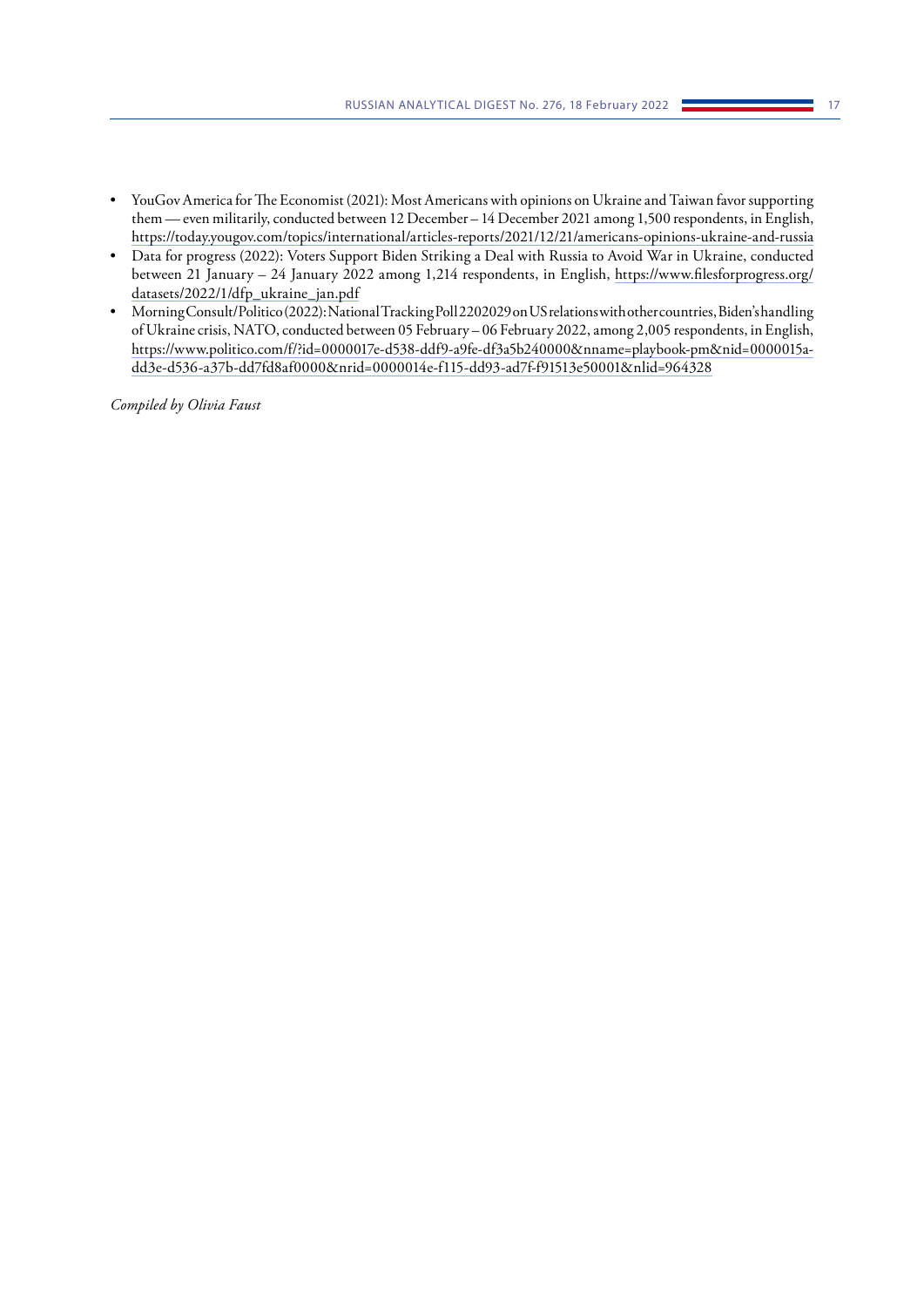- YouGov America for The Economist (2021): Most Americans with opinions on Ukraine and Taiwan favor supporting them — even militarily, conducted between 12 December – 14 December 2021 among 1,500 respondents, in English, https://today.yougov.com/topics/international/articles-reports/2021/12/21/americans-opinions-ukraine-and-russia
- Data for progress (2022): Voters Support Biden Striking a Deal with Russia to Avoid War in Ukraine, conducted between 21 January – 24 January 2022 among 1,214 respondents, in English, https://www.filesforprogress.org/datasets/2022/1/dfp_ukraine_jan.pdf
- Morning Consult/Politico (2022): National Tracking Poll 2202029 on US relations with other countries, Biden's handling of Ukraine crisis, NATO, conducted between 05 February – 06 February 2022, among 2,005 respondents, in English, https://www.politico.com/f/?id=0000017e-d538-ddf9-a9fe-df3a5b240000&nname=playbook-pm&nid=0000015a-dd3e-d536-a37b-dd7fd8af0000&nrid=0000014e-f115-dd93-ad7f-f91513e50001&nlid=964328

*Compiled by Olivia Faust*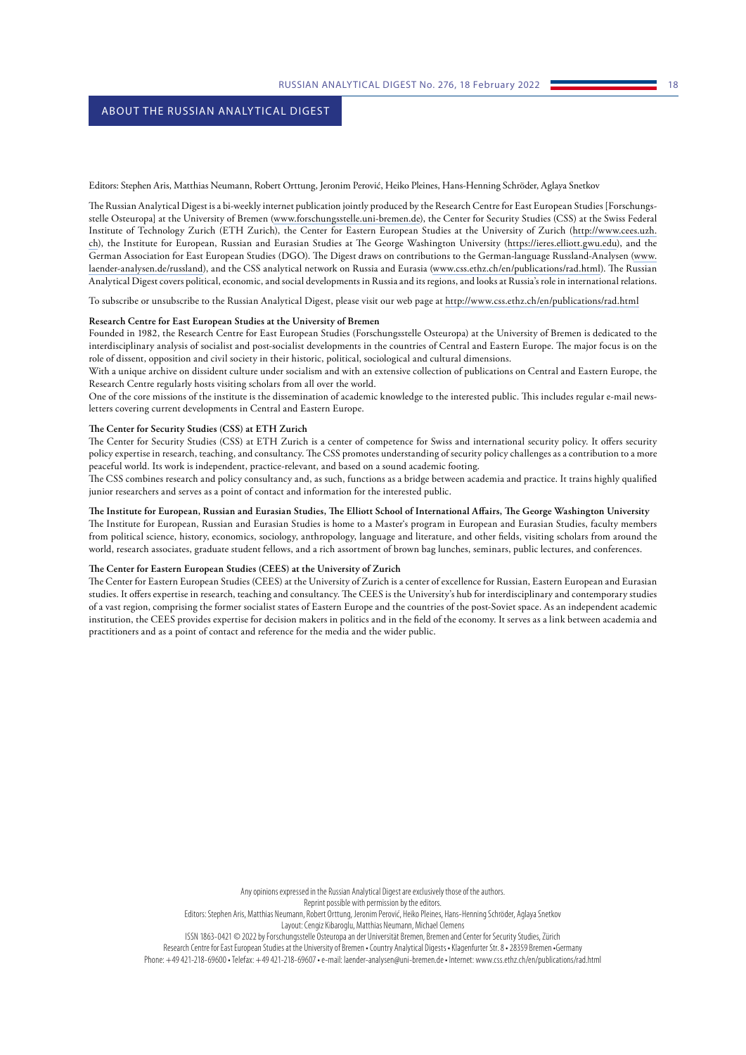## ABOUT THE RUSSIAN ANALYTICAL DIGEST

Editors: Stephen Aris, Matthias Neumann, Robert Orttung, Jeronim Perović, Heiko Pleines, Hans-Henning Schröder, Aglaya Snetkov

The Russian Analytical Digest is a bi-weekly internet publication jointly produced by the Research Centre for East European Studies [Forschungsstelle Osteuropa] at the University of Bremen (www.forschungsstelle.uni-bremen.de), the Center for Security Studies (CSS) at the Swiss Federal Institute of Technology Zurich (ETH Zurich), the Center for Eastern European Studies at the University of Zurich (http://www.cees.uzh.ch), the Institute for European, Russian and Eurasian Studies at The George Washington University (https://ieres.elliott.gwu.edu), and the German Association for East European Studies (DGO). The Digest draws on contributions to the German-language Russland-Analysen (www.laender-analysen.de/russland), and the CSS analytical network on Russia and Eurasia (www.css.ethz.ch/en/publications/rad.html). The Russian Analytical Digest covers political, economic, and social developments in Russia and its regions, and looks at Russia's role in international relations.

To subscribe or unsubscribe to the Russian Analytical Digest, please visit our web page at http://www.css.ethz.ch/en/publications/rad.html

**Research Centre for East European Studies at the University of Bremen**

Founded in 1982, the Research Centre for East European Studies (Forschungsstelle Osteuropa) at the University of Bremen is dedicated to the interdisciplinary analysis of socialist and post-socialist developments in the countries of Central and Eastern Europe. The major focus is on the role of dissent, opposition and civil society in their historic, political, sociological and cultural dimensions.

With a unique archive on dissident culture under socialism and with an extensive collection of publications on Central and Eastern Europe, the Research Centre regularly hosts visiting scholars from all over the world.

One of the core missions of the institute is the dissemination of academic knowledge to the interested public. This includes regular e-mail newsletters covering current developments in Central and Eastern Europe.

**The Center for Security Studies (CSS) at ETH Zurich**

The Center for Security Studies (CSS) at ETH Zurich is a center of competence for Swiss and international security policy. It offers security policy expertise in research, teaching, and consultancy. The CSS promotes understanding of security policy challenges as a contribution to a more peaceful world. Its work is independent, practice-relevant, and based on a sound academic footing.

The CSS combines research and policy consultancy and, as such, functions as a bridge between academia and practice. It trains highly qualified junior researchers and serves as a point of contact and information for the interested public.

**The Institute for European, Russian and Eurasian Studies, The Elliott School of International Affairs, The George Washington University**

The Institute for European, Russian and Eurasian Studies is home to a Master's program in European and Eurasian Studies, faculty members from political science, history, economics, sociology, anthropology, language and literature, and other fields, visiting scholars from around the world, research associates, graduate student fellows, and a rich assortment of brown bag lunches, seminars, public lectures, and conferences.

**The Center for Eastern European Studies (CEES) at the University of Zurich**

The Center for Eastern European Studies (CEES) at the University of Zurich is a center of excellence for Russian, Eastern European and Eurasian studies. It offers expertise in research, teaching and consultancy. The CEES is the University's hub for interdisciplinary and contemporary studies of a vast region, comprising the former socialist states of Eastern Europe and the countries of the post-Soviet space. As an independent academic institution, the CEES provides expertise for decision makers in politics and in the field of the economy. It serves as a link between academia and practitioners and as a point of contact and reference for the media and the wider public.

Any opinions expressed in the Russian Analytical Digest are exclusively those of the authors.
Reprint possible with permission by the editors.
Editors: Stephen Aris, Matthias Neumann, Robert Orttung, Jeronim Perović, Heiko Pleines, Hans-Henning Schröder, Aglaya Snetkov
Layout: Cengiz Kibaroglu, Matthias Neumann, Michael Clemens
ISSN 1863-0421 © 2022 by Forschungsstelle Osteuropa an der Universität Bremen, Bremen and Center for Security Studies, Zürich
Research Centre for East European Studies at the University of Bremen • Country Analytical Digests • Klagenfurter Str. 8 • 28359 Bremen • Germany
Phone: +49 421-218-69600 • Telefax: +49 421-218-69607 • e-mail: laender-analysen@uni-bremen.de • Internet: www.css.ethz.ch/en/publications/rad.html